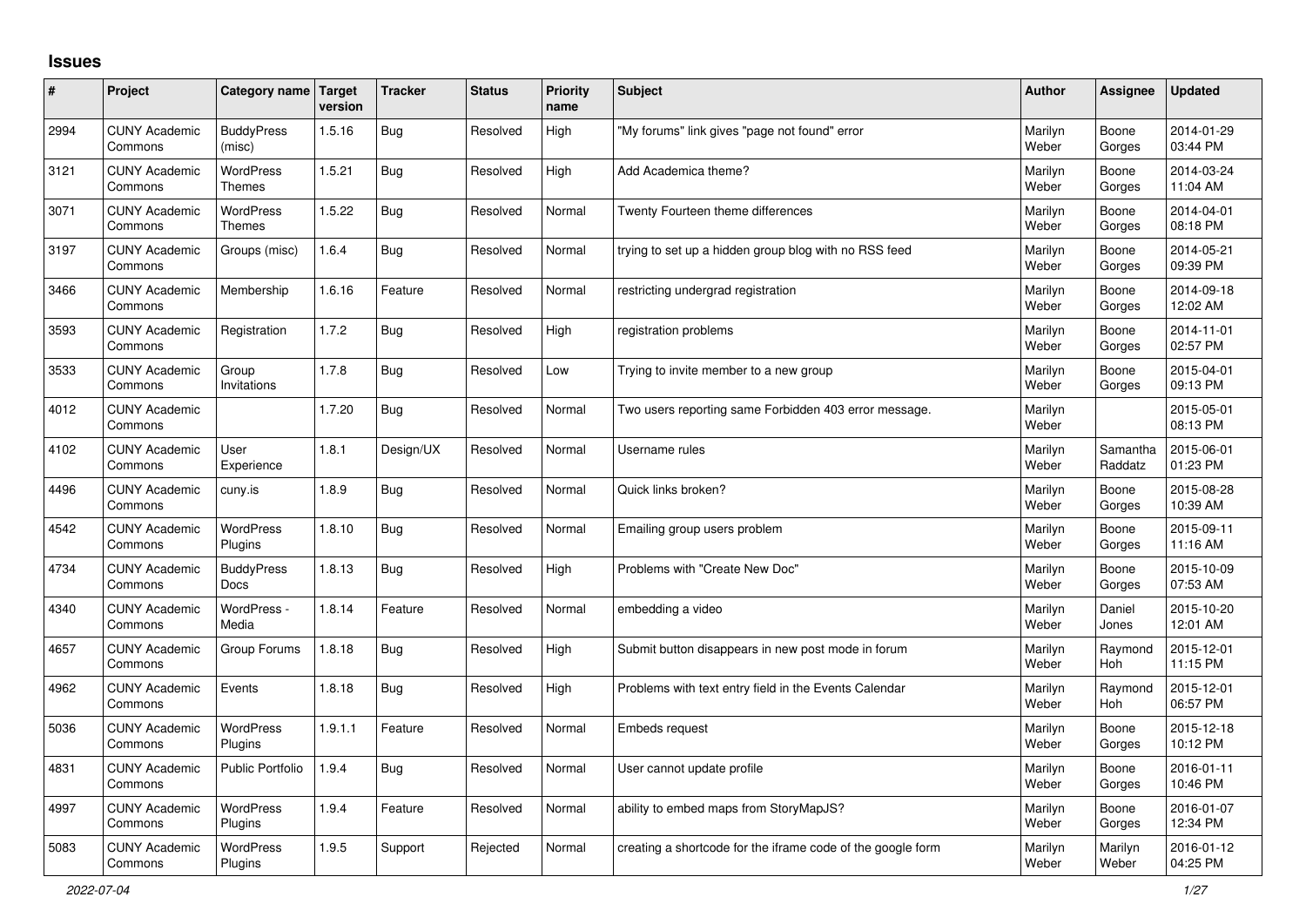# Issues

| # | Project | Category name | Target version | Tracker | Status | Priority name | Subject | Author | Assignee | Updated |
|---|---|---|---|---|---|---|---|---|---|---|
| 2994 | CUNY Academic Commons | BuddyPress (misc) | 1.5.16 | Bug | Resolved | High | "My forums" link gives "page not found" error | Marilyn Weber | Boone Gorges | 2014-01-29 03:44 PM |
| 3121 | CUNY Academic Commons | WordPress Themes | 1.5.21 | Bug | Resolved | High | Add Academica theme? | Marilyn Weber | Boone Gorges | 2014-03-24 11:04 AM |
| 3071 | CUNY Academic Commons | WordPress Themes | 1.5.22 | Bug | Resolved | Normal | Twenty Fourteen theme differences | Marilyn Weber | Boone Gorges | 2014-04-01 08:18 PM |
| 3197 | CUNY Academic Commons | Groups (misc) | 1.6.4 | Bug | Resolved | Normal | trying to set up a hidden group blog with no RSS feed | Marilyn Weber | Boone Gorges | 2014-05-21 09:39 PM |
| 3466 | CUNY Academic Commons | Membership | 1.6.16 | Feature | Resolved | Normal | restricting undergrad registration | Marilyn Weber | Boone Gorges | 2014-09-18 12:02 AM |
| 3593 | CUNY Academic Commons | Registration | 1.7.2 | Bug | Resolved | High | registration problems | Marilyn Weber | Boone Gorges | 2014-11-01 02:57 PM |
| 3533 | CUNY Academic Commons | Group Invitations | 1.7.8 | Bug | Resolved | Low | Trying to invite member to a new group | Marilyn Weber | Boone Gorges | 2015-04-01 09:13 PM |
| 4012 | CUNY Academic Commons | | 1.7.20 | Bug | Resolved | Normal | Two users reporting same Forbidden 403 error message. | Marilyn Weber | | 2015-05-01 08:13 PM |
| 4102 | CUNY Academic Commons | User Experience | 1.8.1 | Design/UX | Resolved | Normal | Username rules | Marilyn Weber | Samantha Raddatz | 2015-06-01 01:23 PM |
| 4496 | CUNY Academic Commons | cuny.is | 1.8.9 | Bug | Resolved | Normal | Quick links broken? | Marilyn Weber | Boone Gorges | 2015-08-28 10:39 AM |
| 4542 | CUNY Academic Commons | WordPress Plugins | 1.8.10 | Bug | Resolved | Normal | Emailing group users problem | Marilyn Weber | Boone Gorges | 2015-09-11 11:16 AM |
| 4734 | CUNY Academic Commons | BuddyPress Docs | 1.8.13 | Bug | Resolved | High | Problems with "Create New Doc" | Marilyn Weber | Boone Gorges | 2015-10-09 07:53 AM |
| 4340 | CUNY Academic Commons | WordPress - Media | 1.8.14 | Feature | Resolved | Normal | embedding a video | Marilyn Weber | Daniel Jones | 2015-10-20 12:01 AM |
| 4657 | CUNY Academic Commons | Group Forums | 1.8.18 | Bug | Resolved | High | Submit button disappears in new post mode in forum | Marilyn Weber | Raymond Hoh | 2015-12-01 11:15 PM |
| 4962 | CUNY Academic Commons | Events | 1.8.18 | Bug | Resolved | High | Problems with text entry field in the Events Calendar | Marilyn Weber | Raymond Hoh | 2015-12-01 06:57 PM |
| 5036 | CUNY Academic Commons | WordPress Plugins | 1.9.1.1 | Feature | Resolved | Normal | Embeds request | Marilyn Weber | Boone Gorges | 2015-12-18 10:12 PM |
| 4831 | CUNY Academic Commons | Public Portfolio | 1.9.4 | Bug | Resolved | Normal | User cannot update profile | Marilyn Weber | Boone Gorges | 2016-01-11 10:46 PM |
| 4997 | CUNY Academic Commons | WordPress Plugins | 1.9.4 | Feature | Resolved | Normal | ability to embed maps from StoryMapJS? | Marilyn Weber | Boone Gorges | 2016-01-07 12:34 PM |
| 5083 | CUNY Academic Commons | WordPress Plugins | 1.9.5 | Support | Rejected | Normal | creating a shortcode for the iframe code of the google form | Marilyn Weber | Marilyn Weber | 2016-01-12 04:25 PM |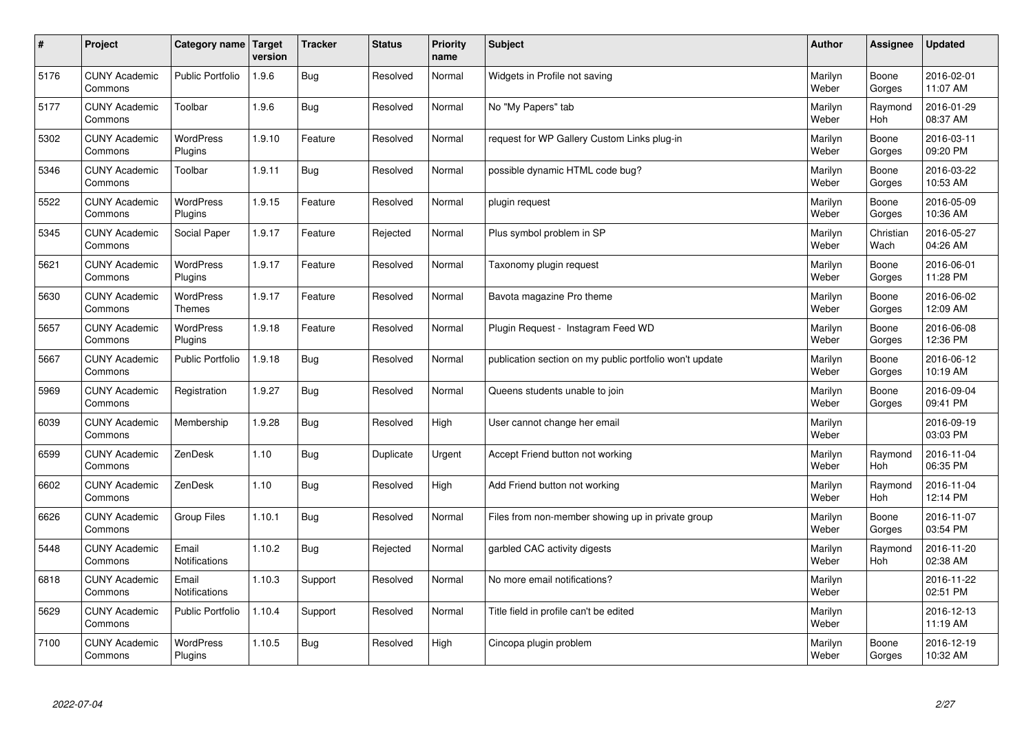| # | Project | Category name | Target version | Tracker | Status | Priority name | Subject | Author | Assignee | Updated |
|---|---|---|---|---|---|---|---|---|---|---|
| 5176 | CUNY Academic Commons | Public Portfolio | 1.9.6 | Bug | Resolved | Normal | Widgets in Profile not saving | Marilyn Weber | Boone Gorges | 2016-02-01 11:07 AM |
| 5177 | CUNY Academic Commons | Toolbar | 1.9.6 | Bug | Resolved | Normal | No "My Papers" tab | Marilyn Weber | Raymond Hoh | 2016-01-29 08:37 AM |
| 5302 | CUNY Academic Commons | WordPress Plugins | 1.9.10 | Feature | Resolved | Normal | request for WP Gallery Custom Links plug-in | Marilyn Weber | Boone Gorges | 2016-03-11 09:20 PM |
| 5346 | CUNY Academic Commons | Toolbar | 1.9.11 | Bug | Resolved | Normal | possible dynamic HTML code bug? | Marilyn Weber | Boone Gorges | 2016-03-22 10:53 AM |
| 5522 | CUNY Academic Commons | WordPress Plugins | 1.9.15 | Feature | Resolved | Normal | plugin request | Marilyn Weber | Boone Gorges | 2016-05-09 10:36 AM |
| 5345 | CUNY Academic Commons | Social Paper | 1.9.17 | Feature | Rejected | Normal | Plus symbol problem in SP | Marilyn Weber | Christian Wach | 2016-05-27 04:26 AM |
| 5621 | CUNY Academic Commons | WordPress Plugins | 1.9.17 | Feature | Resolved | Normal | Taxonomy plugin request | Marilyn Weber | Boone Gorges | 2016-06-01 11:28 PM |
| 5630 | CUNY Academic Commons | WordPress Themes | 1.9.17 | Feature | Resolved | Normal | Bavota magazine Pro theme | Marilyn Weber | Boone Gorges | 2016-06-02 12:09 AM |
| 5657 | CUNY Academic Commons | WordPress Plugins | 1.9.18 | Feature | Resolved | Normal | Plugin Request - Instagram Feed WD | Marilyn Weber | Boone Gorges | 2016-06-08 12:36 PM |
| 5667 | CUNY Academic Commons | Public Portfolio | 1.9.18 | Bug | Resolved | Normal | publication section on my public portfolio won't update | Marilyn Weber | Boone Gorges | 2016-06-12 10:19 AM |
| 5969 | CUNY Academic Commons | Registration | 1.9.27 | Bug | Resolved | Normal | Queens students unable to join | Marilyn Weber | Boone Gorges | 2016-09-04 09:41 PM |
| 6039 | CUNY Academic Commons | Membership | 1.9.28 | Bug | Resolved | High | User cannot change her email | Marilyn Weber | | 2016-09-19 03:03 PM |
| 6599 | CUNY Academic Commons | ZenDesk | 1.10 | Bug | Duplicate | Urgent | Accept Friend button not working | Marilyn Weber | Raymond Hoh | 2016-11-04 06:35 PM |
| 6602 | CUNY Academic Commons | ZenDesk | 1.10 | Bug | Resolved | High | Add Friend button not working | Marilyn Weber | Raymond Hoh | 2016-11-04 12:14 PM |
| 6626 | CUNY Academic Commons | Group Files | 1.10.1 | Bug | Resolved | Normal | Files from non-member showing up in private group | Marilyn Weber | Boone Gorges | 2016-11-07 03:54 PM |
| 5448 | CUNY Academic Commons | Email Notifications | 1.10.2 | Bug | Rejected | Normal | garbled CAC activity digests | Marilyn Weber | Raymond Hoh | 2016-11-20 02:38 AM |
| 6818 | CUNY Academic Commons | Email Notifications | 1.10.3 | Support | Resolved | Normal | No more email notifications? | Marilyn Weber | | 2016-11-22 02:51 PM |
| 5629 | CUNY Academic Commons | Public Portfolio | 1.10.4 | Support | Resolved | Normal | Title field in profile can't be edited | Marilyn Weber | | 2016-12-13 11:19 AM |
| 7100 | CUNY Academic Commons | WordPress Plugins | 1.10.5 | Bug | Resolved | High | Cincopa plugin problem | Marilyn Weber | Boone Gorges | 2016-12-19 10:32 AM |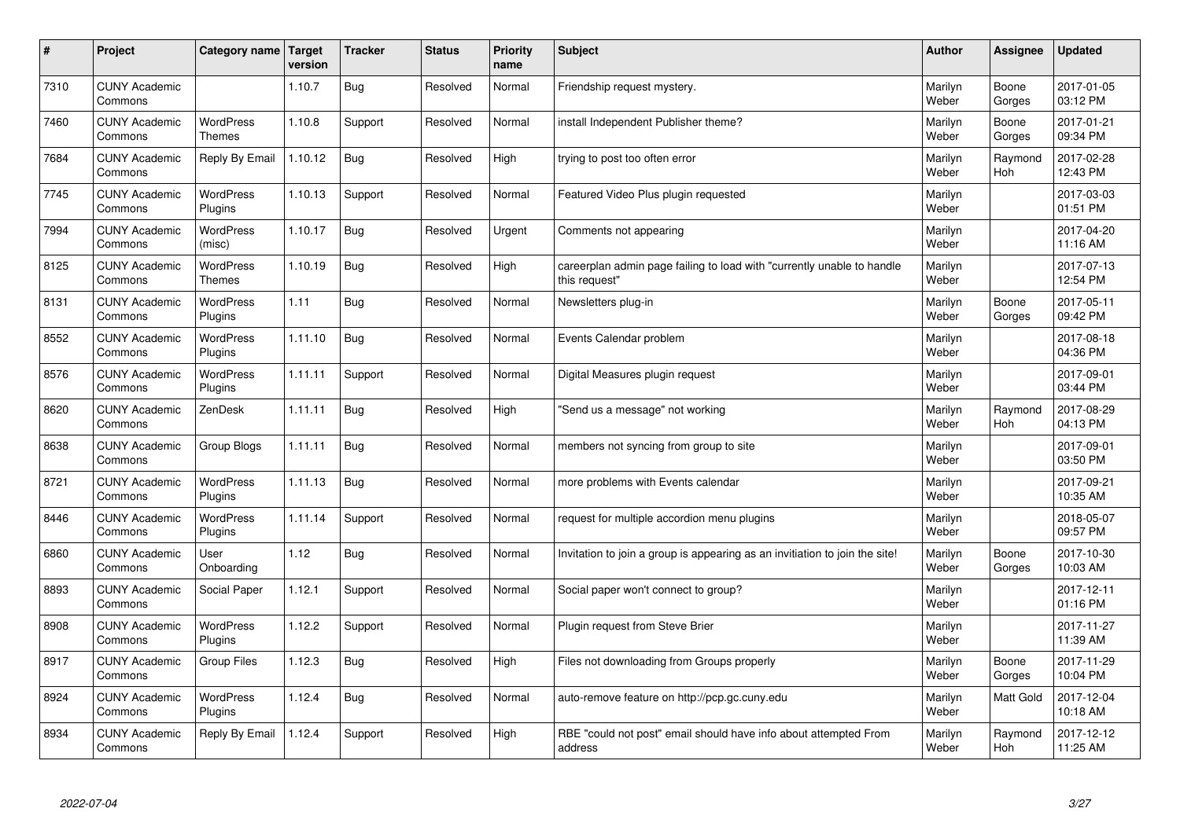| # | Project | Category name | Target version | Tracker | Status | Priority name | Subject | Author | Assignee | Updated |
|---|---|---|---|---|---|---|---|---|---|---|
| 7310 | CUNY Academic Commons | | 1.10.7 | Bug | Resolved | Normal | Friendship request mystery. | Marilyn Weber | Boone Gorges | 2017-01-05 03:12 PM |
| 7460 | CUNY Academic Commons | WordPress Themes | 1.10.8 | Support | Resolved | Normal | install Independent Publisher theme? | Marilyn Weber | Boone Gorges | 2017-01-21 09:34 PM |
| 7684 | CUNY Academic Commons | Reply By Email | 1.10.12 | Bug | Resolved | High | trying to post too often error | Marilyn Weber | Raymond Hoh | 2017-02-28 12:43 PM |
| 7745 | CUNY Academic Commons | WordPress Plugins | 1.10.13 | Support | Resolved | Normal | Featured Video Plus plugin requested | Marilyn Weber | | 2017-03-03 01:51 PM |
| 7994 | CUNY Academic Commons | WordPress (misc) | 1.10.17 | Bug | Resolved | Urgent | Comments not appearing | Marilyn Weber | | 2017-04-20 11:16 AM |
| 8125 | CUNY Academic Commons | WordPress Themes | 1.10.19 | Bug | Resolved | High | careerplan admin page failing to load with "currently unable to handle this request" | Marilyn Weber | | 2017-07-13 12:54 PM |
| 8131 | CUNY Academic Commons | WordPress Plugins | 1.11 | Bug | Resolved | Normal | Newsletters plug-in | Marilyn Weber | Boone Gorges | 2017-05-11 09:42 PM |
| 8552 | CUNY Academic Commons | WordPress Plugins | 1.11.10 | Bug | Resolved | Normal | Events Calendar problem | Marilyn Weber | | 2017-08-18 04:36 PM |
| 8576 | CUNY Academic Commons | WordPress Plugins | 1.11.11 | Support | Resolved | Normal | Digital Measures plugin request | Marilyn Weber | | 2017-09-01 03:44 PM |
| 8620 | CUNY Academic Commons | ZenDesk | 1.11.11 | Bug | Resolved | High | "Send us a message" not working | Marilyn Weber | Raymond Hoh | 2017-08-29 04:13 PM |
| 8638 | CUNY Academic Commons | Group Blogs | 1.11.11 | Bug | Resolved | Normal | members not syncing from group to site | Marilyn Weber | | 2017-09-01 03:50 PM |
| 8721 | CUNY Academic Commons | WordPress Plugins | 1.11.13 | Bug | Resolved | Normal | more problems with Events calendar | Marilyn Weber | | 2017-09-21 10:35 AM |
| 8446 | CUNY Academic Commons | WordPress Plugins | 1.11.14 | Support | Resolved | Normal | request for multiple accordion menu plugins | Marilyn Weber | | 2018-05-07 09:57 PM |
| 6860 | CUNY Academic Commons | User Onboarding | 1.12 | Bug | Resolved | Normal | Invitation to join a group is appearing as an invitiation to join the site! | Marilyn Weber | Boone Gorges | 2017-10-30 10:03 AM |
| 8893 | CUNY Academic Commons | Social Paper | 1.12.1 | Support | Resolved | Normal | Social paper won't connect to group? | Marilyn Weber | | 2017-12-11 01:16 PM |
| 8908 | CUNY Academic Commons | WordPress Plugins | 1.12.2 | Support | Resolved | Normal | Plugin request from Steve Brier | Marilyn Weber | | 2017-11-27 11:39 AM |
| 8917 | CUNY Academic Commons | Group Files | 1.12.3 | Bug | Resolved | High | Files not downloading from Groups properly | Marilyn Weber | Boone Gorges | 2017-11-29 10:04 PM |
| 8924 | CUNY Academic Commons | WordPress Plugins | 1.12.4 | Bug | Resolved | Normal | auto-remove feature on http://pcp.gc.cuny.edu | Marilyn Weber | Matt Gold | 2017-12-04 10:18 AM |
| 8934 | CUNY Academic Commons | Reply By Email | 1.12.4 | Support | Resolved | High | RBE "could not post" email should have info about attempted From address | Marilyn Weber | Raymond Hoh | 2017-12-12 11:25 AM |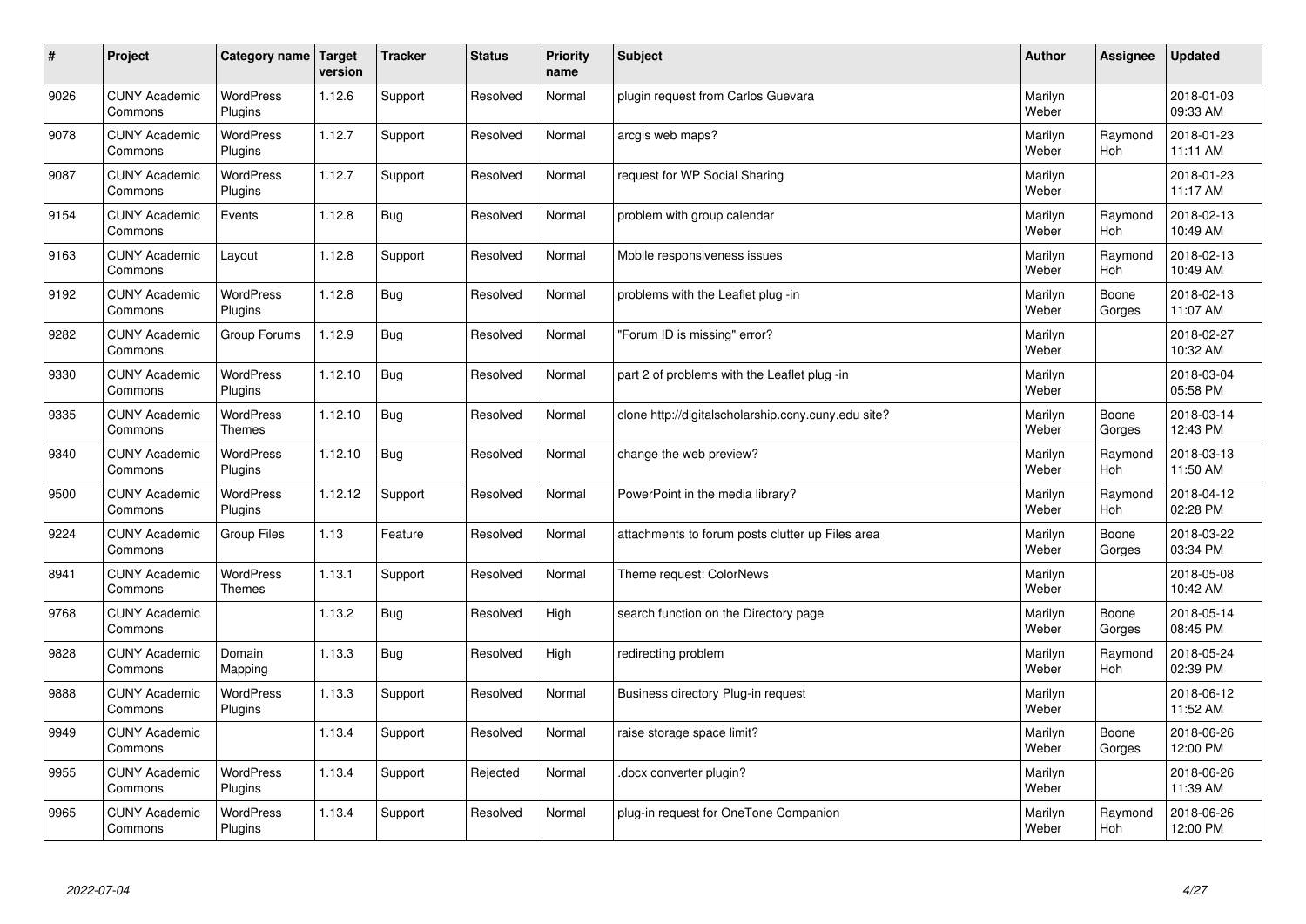| # | Project | Category name | Target version | Tracker | Status | Priority name | Subject | Author | Assignee | Updated |
|---|---|---|---|---|---|---|---|---|---|---|
| 9026 | CUNY Academic Commons | WordPress Plugins | 1.12.6 | Support | Resolved | Normal | plugin request from Carlos Guevara | Marilyn Weber | | 2018-01-03 09:33 AM |
| 9078 | CUNY Academic Commons | WordPress Plugins | 1.12.7 | Support | Resolved | Normal | arcgis web maps? | Marilyn Weber | Raymond Hoh | 2018-01-23 11:11 AM |
| 9087 | CUNY Academic Commons | WordPress Plugins | 1.12.7 | Support | Resolved | Normal | request for WP Social Sharing | Marilyn Weber | | 2018-01-23 11:17 AM |
| 9154 | CUNY Academic Commons | Events | 1.12.8 | Bug | Resolved | Normal | problem with group calendar | Marilyn Weber | Raymond Hoh | 2018-02-13 10:49 AM |
| 9163 | CUNY Academic Commons | Layout | 1.12.8 | Support | Resolved | Normal | Mobile responsiveness issues | Marilyn Weber | Raymond Hoh | 2018-02-13 10:49 AM |
| 9192 | CUNY Academic Commons | WordPress Plugins | 1.12.8 | Bug | Resolved | Normal | problems with the Leaflet plug -in | Marilyn Weber | Boone Gorges | 2018-02-13 11:07 AM |
| 9282 | CUNY Academic Commons | Group Forums | 1.12.9 | Bug | Resolved | Normal | "Forum ID is missing" error? | Marilyn Weber | | 2018-02-27 10:32 AM |
| 9330 | CUNY Academic Commons | WordPress Plugins | 1.12.10 | Bug | Resolved | Normal | part 2 of problems with the Leaflet plug -in | Marilyn Weber | | 2018-03-04 05:58 PM |
| 9335 | CUNY Academic Commons | WordPress Themes | 1.12.10 | Bug | Resolved | Normal | clone http://digitalscholarship.ccny.cuny.edu site? | Marilyn Weber | Boone Gorges | 2018-03-14 12:43 PM |
| 9340 | CUNY Academic Commons | WordPress Plugins | 1.12.10 | Bug | Resolved | Normal | change the web preview? | Marilyn Weber | Raymond Hoh | 2018-03-13 11:50 AM |
| 9500 | CUNY Academic Commons | WordPress Plugins | 1.12.12 | Support | Resolved | Normal | PowerPoint in the media library? | Marilyn Weber | Raymond Hoh | 2018-04-12 02:28 PM |
| 9224 | CUNY Academic Commons | Group Files | 1.13 | Feature | Resolved | Normal | attachments to forum posts clutter up Files area | Marilyn Weber | Boone Gorges | 2018-03-22 03:34 PM |
| 8941 | CUNY Academic Commons | WordPress Themes | 1.13.1 | Support | Resolved | Normal | Theme request: ColorNews | Marilyn Weber | | 2018-05-08 10:42 AM |
| 9768 | CUNY Academic Commons | | 1.13.2 | Bug | Resolved | High | search function on the Directory page | Marilyn Weber | Boone Gorges | 2018-05-14 08:45 PM |
| 9828 | CUNY Academic Commons | Domain Mapping | 1.13.3 | Bug | Resolved | High | redirecting problem | Marilyn Weber | Raymond Hoh | 2018-05-24 02:39 PM |
| 9888 | CUNY Academic Commons | WordPress Plugins | 1.13.3 | Support | Resolved | Normal | Business directory Plug-in request | Marilyn Weber | | 2018-06-12 11:52 AM |
| 9949 | CUNY Academic Commons | | 1.13.4 | Support | Resolved | Normal | raise storage space limit? | Marilyn Weber | Boone Gorges | 2018-06-26 12:00 PM |
| 9955 | CUNY Academic Commons | WordPress Plugins | 1.13.4 | Support | Rejected | Normal | .docx converter plugin? | Marilyn Weber | | 2018-06-26 11:39 AM |
| 9965 | CUNY Academic Commons | WordPress Plugins | 1.13.4 | Support | Resolved | Normal | plug-in request for OneTone Companion | Marilyn Weber | Raymond Hoh | 2018-06-26 12:00 PM |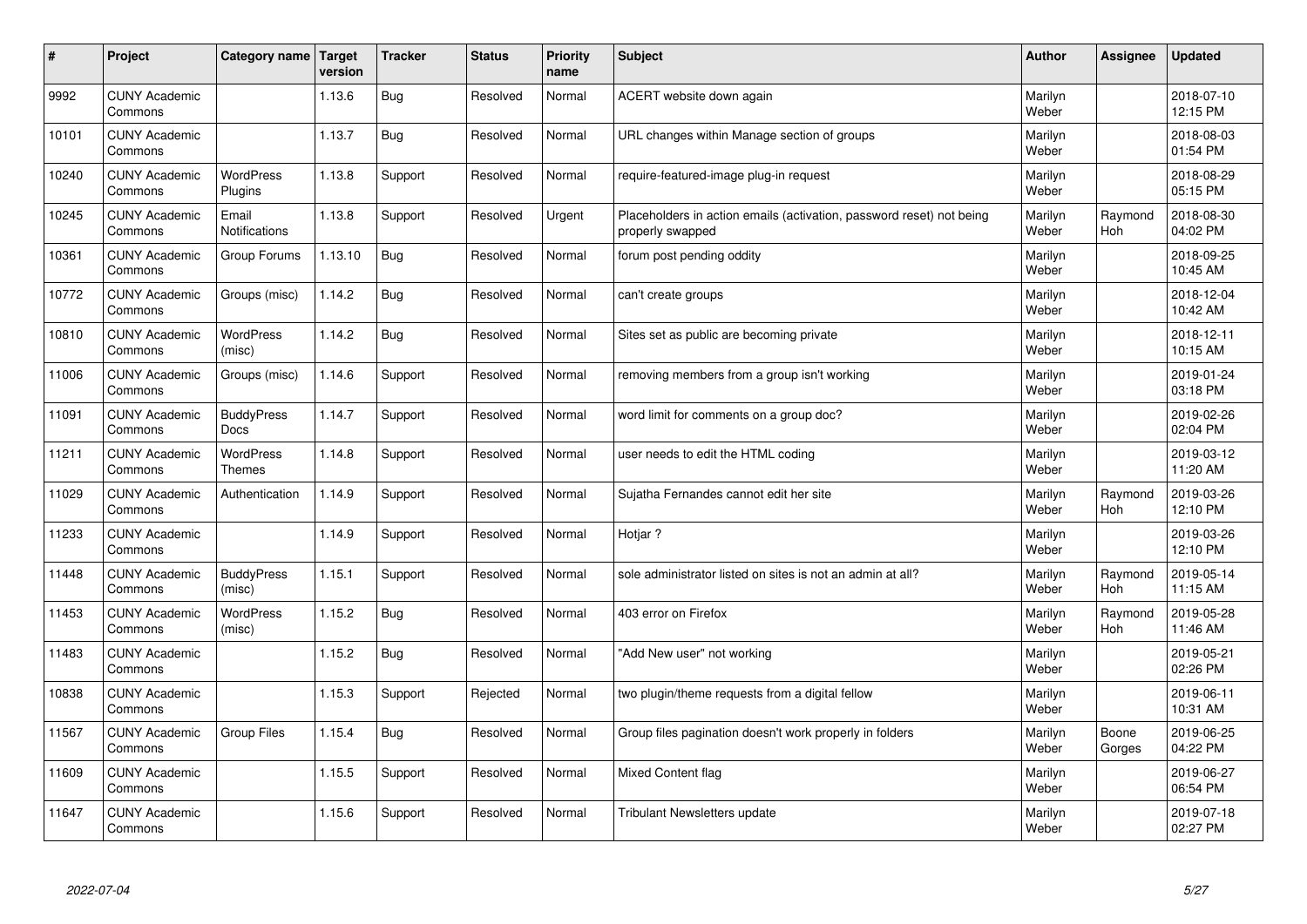| # | Project | Category name | Target version | Tracker | Status | Priority name | Subject | Author | Assignee | Updated |
|---|---|---|---|---|---|---|---|---|---|---|
| 9992 | CUNY Academic Commons | | 1.13.6 | Bug | Resolved | Normal | ACERT website down again | Marilyn Weber | | 2018-07-10 12:15 PM |
| 10101 | CUNY Academic Commons | | 1.13.7 | Bug | Resolved | Normal | URL changes within Manage section of groups | Marilyn Weber | | 2018-08-03 01:54 PM |
| 10240 | CUNY Academic Commons | WordPress Plugins | 1.13.8 | Support | Resolved | Normal | require-featured-image plug-in request | Marilyn Weber | | 2018-08-29 05:15 PM |
| 10245 | CUNY Academic Commons | Email Notifications | 1.13.8 | Support | Resolved | Urgent | Placeholders in action emails (activation, password reset) not being properly swapped | Marilyn Weber | Raymond Hoh | 2018-08-30 04:02 PM |
| 10361 | CUNY Academic Commons | Group Forums | 1.13.10 | Bug | Resolved | Normal | forum post pending oddity | Marilyn Weber | | 2018-09-25 10:45 AM |
| 10772 | CUNY Academic Commons | Groups (misc) | 1.14.2 | Bug | Resolved | Normal | can't create groups | Marilyn Weber | | 2018-12-04 10:42 AM |
| 10810 | CUNY Academic Commons | WordPress (misc) | 1.14.2 | Bug | Resolved | Normal | Sites set as public are becoming private | Marilyn Weber | | 2018-12-11 10:15 AM |
| 11006 | CUNY Academic Commons | Groups (misc) | 1.14.6 | Support | Resolved | Normal | removing members from a group isn't working | Marilyn Weber | | 2019-01-24 03:18 PM |
| 11091 | CUNY Academic Commons | BuddyPress Docs | 1.14.7 | Support | Resolved | Normal | word limit for comments on a group doc? | Marilyn Weber | | 2019-02-26 02:04 PM |
| 11211 | CUNY Academic Commons | WordPress Themes | 1.14.8 | Support | Resolved | Normal | user needs to edit the HTML coding | Marilyn Weber | | 2019-03-12 11:20 AM |
| 11029 | CUNY Academic Commons | Authentication | 1.14.9 | Support | Resolved | Normal | Sujatha Fernandes cannot edit her site | Marilyn Weber | Raymond Hoh | 2019-03-26 12:10 PM |
| 11233 | CUNY Academic Commons | | 1.14.9 | Support | Resolved | Normal | Hotjar ? | Marilyn Weber | | 2019-03-26 12:10 PM |
| 11448 | CUNY Academic Commons | BuddyPress (misc) | 1.15.1 | Support | Resolved | Normal | sole administrator listed on sites is not an admin at all? | Marilyn Weber | Raymond Hoh | 2019-05-14 11:15 AM |
| 11453 | CUNY Academic Commons | WordPress (misc) | 1.15.2 | Bug | Resolved | Normal | 403 error on Firefox | Marilyn Weber | Raymond Hoh | 2019-05-28 11:46 AM |
| 11483 | CUNY Academic Commons | | 1.15.2 | Bug | Resolved | Normal | "Add New user" not working | Marilyn Weber | | 2019-05-21 02:26 PM |
| 10838 | CUNY Academic Commons | | 1.15.3 | Support | Rejected | Normal | two plugin/theme requests from a digital fellow | Marilyn Weber | | 2019-06-11 10:31 AM |
| 11567 | CUNY Academic Commons | Group Files | 1.15.4 | Bug | Resolved | Normal | Group files pagination doesn't work properly in folders | Marilyn Weber | Boone Gorges | 2019-06-25 04:22 PM |
| 11609 | CUNY Academic Commons | | 1.15.5 | Support | Resolved | Normal | Mixed Content flag | Marilyn Weber | | 2019-06-27 06:54 PM |
| 11647 | CUNY Academic Commons | | 1.15.6 | Support | Resolved | Normal | Tribulant Newsletters update | Marilyn Weber | | 2019-07-18 02:27 PM |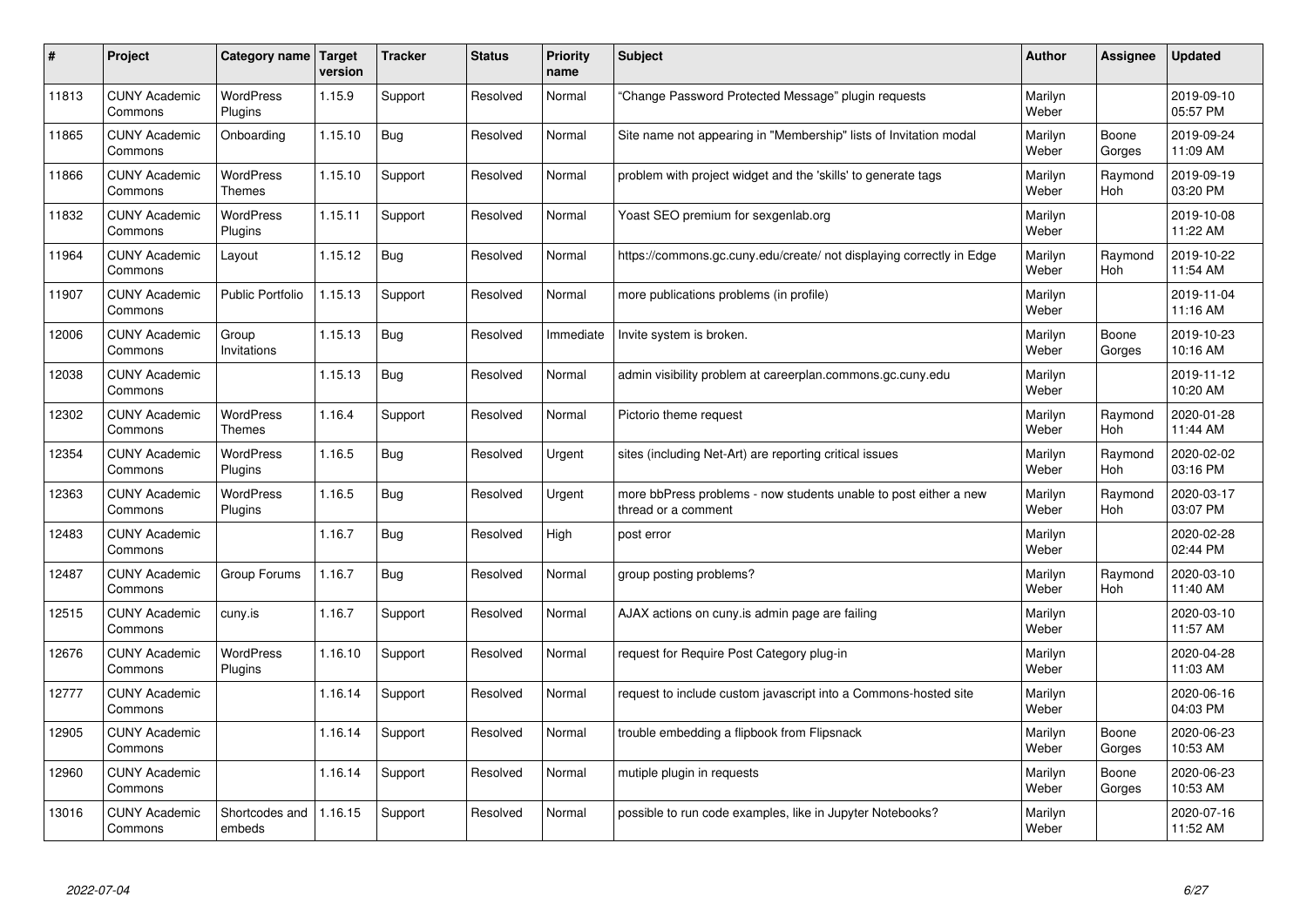| # | Project | Category name | Target version | Tracker | Status | Priority name | Subject | Author | Assignee | Updated |
|---|---|---|---|---|---|---|---|---|---|---|
| 11813 | CUNY Academic Commons | WordPress Plugins | 1.15.9 | Support | Resolved | Normal | "Change Password Protected Message" plugin requests | Marilyn Weber | | 2019-09-10 05:57 PM |
| 11865 | CUNY Academic Commons | Onboarding | 1.15.10 | Bug | Resolved | Normal | Site name not appearing in "Membership" lists of Invitation modal | Marilyn Weber | Boone Gorges | 2019-09-24 11:09 AM |
| 11866 | CUNY Academic Commons | WordPress Themes | 1.15.10 | Support | Resolved | Normal | problem with project widget and the 'skills' to generate tags | Marilyn Weber | Raymond Hoh | 2019-09-19 03:20 PM |
| 11832 | CUNY Academic Commons | WordPress Plugins | 1.15.11 | Support | Resolved | Normal | Yoast SEO premium for sexgenlab.org | Marilyn Weber | | 2019-10-08 11:22 AM |
| 11964 | CUNY Academic Commons | Layout | 1.15.12 | Bug | Resolved | Normal | https://commons.gc.cuny.edu/create/ not displaying correctly in Edge | Marilyn Weber | Raymond Hoh | 2019-10-22 11:54 AM |
| 11907 | CUNY Academic Commons | Public Portfolio | 1.15.13 | Support | Resolved | Normal | more publications problems (in profile) | Marilyn Weber | | 2019-11-04 11:16 AM |
| 12006 | CUNY Academic Commons | Group Invitations | 1.15.13 | Bug | Resolved | Immediate | Invite system is broken. | Marilyn Weber | Boone Gorges | 2019-10-23 10:16 AM |
| 12038 | CUNY Academic Commons | | 1.15.13 | Bug | Resolved | Normal | admin visibility problem at careerplan.commons.gc.cuny.edu | Marilyn Weber | | 2019-11-12 10:20 AM |
| 12302 | CUNY Academic Commons | WordPress Themes | 1.16.4 | Support | Resolved | Normal | Pictorio theme request | Marilyn Weber | Raymond Hoh | 2020-01-28 11:44 AM |
| 12354 | CUNY Academic Commons | WordPress Plugins | 1.16.5 | Bug | Resolved | Urgent | sites (including Net-Art) are reporting critical issues | Marilyn Weber | Raymond Hoh | 2020-02-02 03:16 PM |
| 12363 | CUNY Academic Commons | WordPress Plugins | 1.16.5 | Bug | Resolved | Urgent | more bbPress problems - now students unable to post either a new thread or a comment | Marilyn Weber | Raymond Hoh | 2020-03-17 03:07 PM |
| 12483 | CUNY Academic Commons | | 1.16.7 | Bug | Resolved | High | post error | Marilyn Weber | | 2020-02-28 02:44 PM |
| 12487 | CUNY Academic Commons | Group Forums | 1.16.7 | Bug | Resolved | Normal | group posting problems? | Marilyn Weber | Raymond Hoh | 2020-03-10 11:40 AM |
| 12515 | CUNY Academic Commons | cuny.is | 1.16.7 | Support | Resolved | Normal | AJAX actions on cuny.is admin page are failing | Marilyn Weber | | 2020-03-10 11:57 AM |
| 12676 | CUNY Academic Commons | WordPress Plugins | 1.16.10 | Support | Resolved | Normal | request for Require Post Category plug-in | Marilyn Weber | | 2020-04-28 11:03 AM |
| 12777 | CUNY Academic Commons | | 1.16.14 | Support | Resolved | Normal | request to include custom javascript into a Commons-hosted site | Marilyn Weber | | 2020-06-16 04:03 PM |
| 12905 | CUNY Academic Commons | | 1.16.14 | Support | Resolved | Normal | trouble embedding a flipbook from Flipsnack | Marilyn Weber | Boone Gorges | 2020-06-23 10:53 AM |
| 12960 | CUNY Academic Commons | | 1.16.14 | Support | Resolved | Normal | mutiple plugin in requests | Marilyn Weber | Boone Gorges | 2020-06-23 10:53 AM |
| 13016 | CUNY Academic Commons | Shortcodes and embeds | 1.16.15 | Support | Resolved | Normal | possible to run code examples, like in Jupyter Notebooks? | Marilyn Weber | | 2020-07-16 11:52 AM |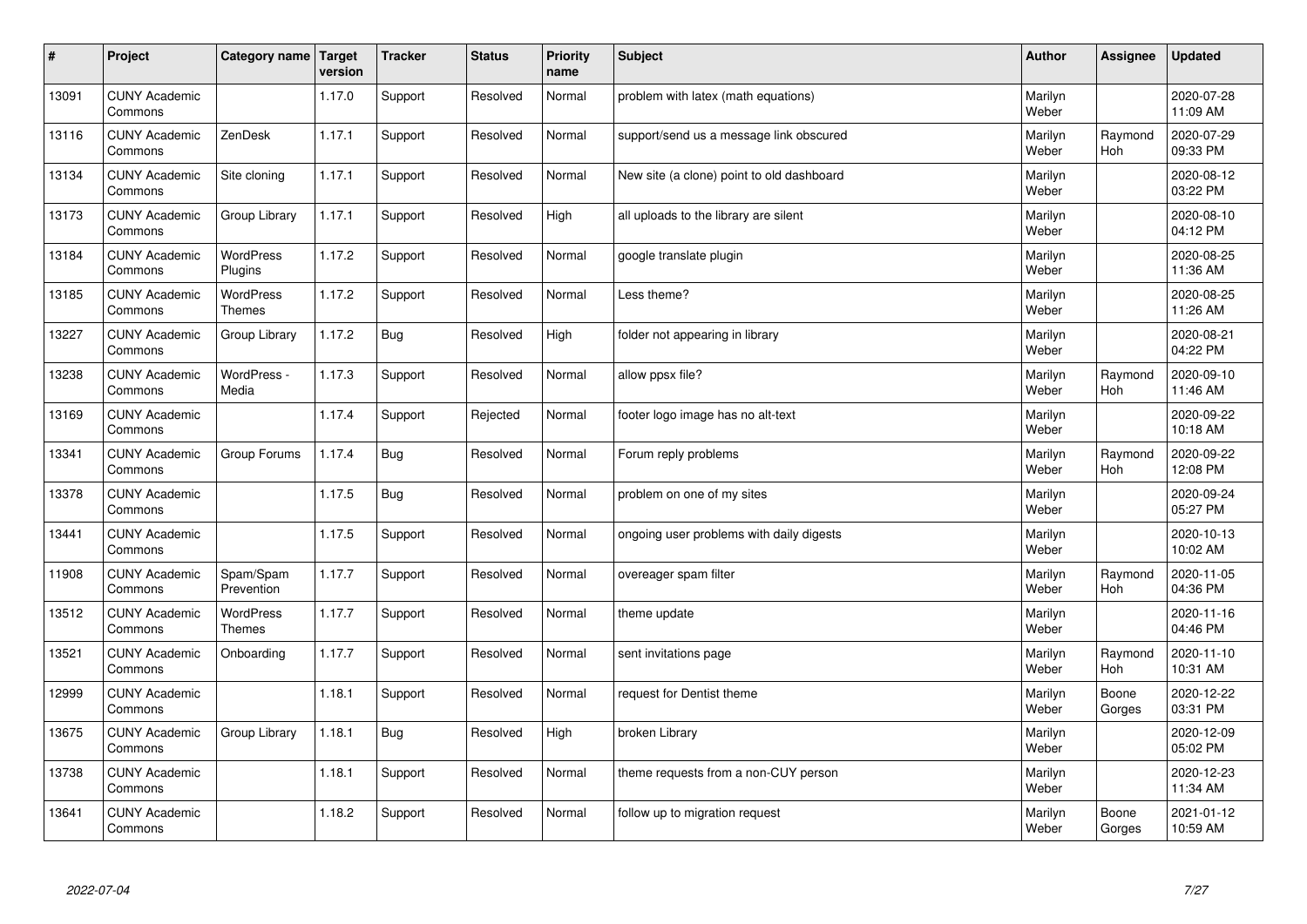| # | Project | Category name | Target version | Tracker | Status | Priority name | Subject | Author | Assignee | Updated |
|---|---|---|---|---|---|---|---|---|---|---|
| 13091 | CUNY Academic Commons | | 1.17.0 | Support | Resolved | Normal | problem with latex (math equations) | Marilyn Weber | | 2020-07-28 11:09 AM |
| 13116 | CUNY Academic Commons | ZenDesk | 1.17.1 | Support | Resolved | Normal | support/send us a message link obscured | Marilyn Weber | Raymond Hoh | 2020-07-29 09:33 PM |
| 13134 | CUNY Academic Commons | Site cloning | 1.17.1 | Support | Resolved | Normal | New site (a clone) point to old dashboard | Marilyn Weber | | 2020-08-12 03:22 PM |
| 13173 | CUNY Academic Commons | Group Library | 1.17.1 | Support | Resolved | High | all uploads to the library are silent | Marilyn Weber | | 2020-08-10 04:12 PM |
| 13184 | CUNY Academic Commons | WordPress Plugins | 1.17.2 | Support | Resolved | Normal | google translate plugin | Marilyn Weber | | 2020-08-25 11:36 AM |
| 13185 | CUNY Academic Commons | WordPress Themes | 1.17.2 | Support | Resolved | Normal | Less theme? | Marilyn Weber | | 2020-08-25 11:26 AM |
| 13227 | CUNY Academic Commons | Group Library | 1.17.2 | Bug | Resolved | High | folder not appearing in library | Marilyn Weber | | 2020-08-21 04:22 PM |
| 13238 | CUNY Academic Commons | WordPress - Media | 1.17.3 | Support | Resolved | Normal | allow ppsx file? | Marilyn Weber | Raymond Hoh | 2020-09-10 11:46 AM |
| 13169 | CUNY Academic Commons | | 1.17.4 | Support | Rejected | Normal | footer logo image has no alt-text | Marilyn Weber | | 2020-09-22 10:18 AM |
| 13341 | CUNY Academic Commons | Group Forums | 1.17.4 | Bug | Resolved | Normal | Forum reply problems | Marilyn Weber | Raymond Hoh | 2020-09-22 12:08 PM |
| 13378 | CUNY Academic Commons | | 1.17.5 | Bug | Resolved | Normal | problem on one of my sites | Marilyn Weber | | 2020-09-24 05:27 PM |
| 13441 | CUNY Academic Commons | | 1.17.5 | Support | Resolved | Normal | ongoing user problems with daily digests | Marilyn Weber | | 2020-10-13 10:02 AM |
| 11908 | CUNY Academic Commons | Spam/Spam Prevention | 1.17.7 | Support | Resolved | Normal | overeager spam filter | Marilyn Weber | Raymond Hoh | 2020-11-05 04:36 PM |
| 13512 | CUNY Academic Commons | WordPress Themes | 1.17.7 | Support | Resolved | Normal | theme update | Marilyn Weber | | 2020-11-16 04:46 PM |
| 13521 | CUNY Academic Commons | Onboarding | 1.17.7 | Support | Resolved | Normal | sent invitations page | Marilyn Weber | Raymond Hoh | 2020-11-10 10:31 AM |
| 12999 | CUNY Academic Commons | | 1.18.1 | Support | Resolved | Normal | request for Dentist theme | Marilyn Weber | Boone Gorges | 2020-12-22 03:31 PM |
| 13675 | CUNY Academic Commons | Group Library | 1.18.1 | Bug | Resolved | High | broken Library | Marilyn Weber | | 2020-12-09 05:02 PM |
| 13738 | CUNY Academic Commons | | 1.18.1 | Support | Resolved | Normal | theme requests from a non-CUY person | Marilyn Weber | | 2020-12-23 11:34 AM |
| 13641 | CUNY Academic Commons | | 1.18.2 | Support | Resolved | Normal | follow up to migration request | Marilyn Weber | Boone Gorges | 2021-01-12 10:59 AM |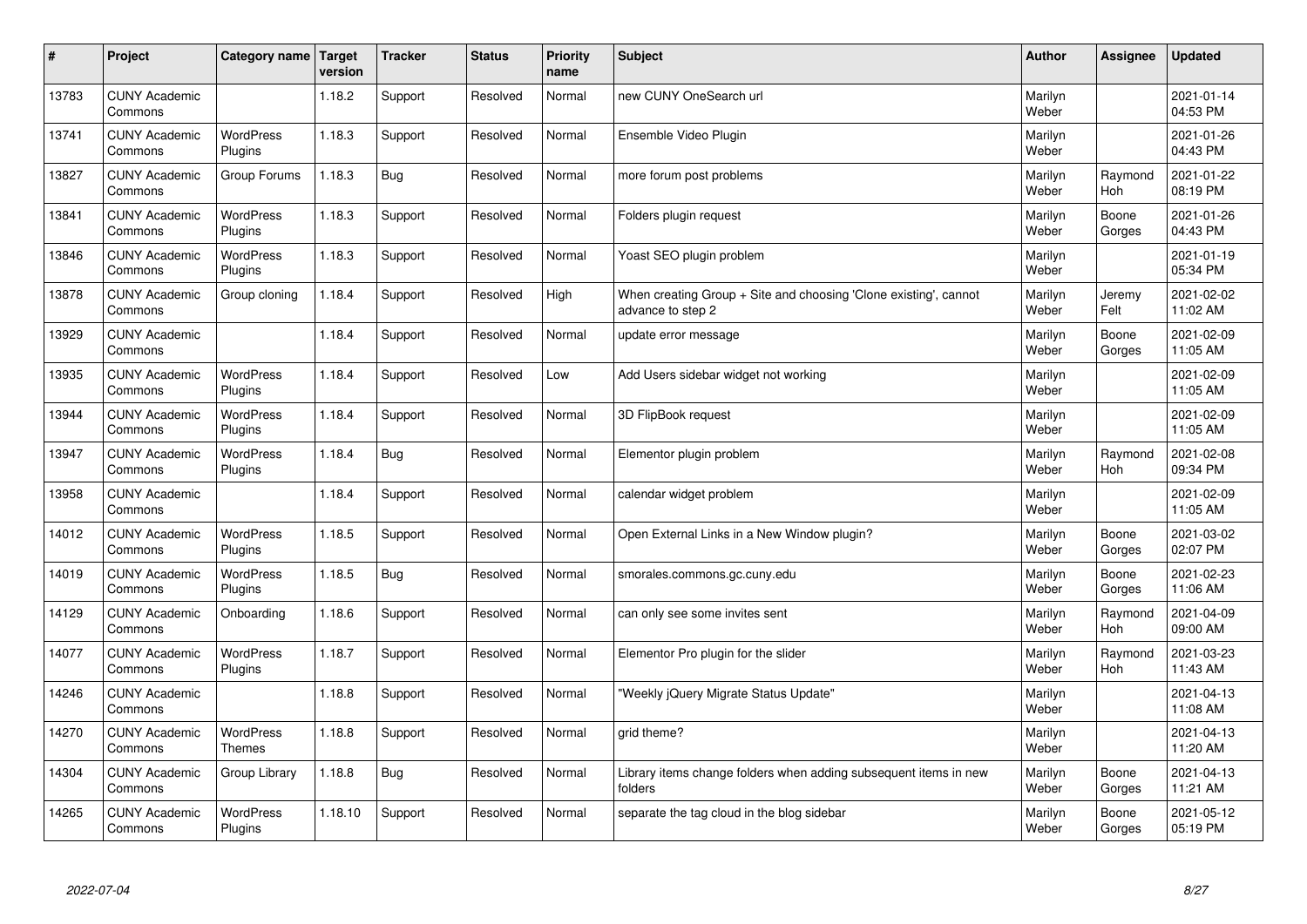| # | Project | Category name | Target version | Tracker | Status | Priority name | Subject | Author | Assignee | Updated |
|---|---|---|---|---|---|---|---|---|---|---|
| 13783 | CUNY Academic Commons | | 1.18.2 | Support | Resolved | Normal | new CUNY OneSearch url | Marilyn Weber | | 2021-01-14 04:53 PM |
| 13741 | CUNY Academic Commons | WordPress Plugins | 1.18.3 | Support | Resolved | Normal | Ensemble Video Plugin | Marilyn Weber | | 2021-01-26 04:43 PM |
| 13827 | CUNY Academic Commons | Group Forums | 1.18.3 | Bug | Resolved | Normal | more forum post problems | Marilyn Weber | Raymond Hoh | 2021-01-22 08:19 PM |
| 13841 | CUNY Academic Commons | WordPress Plugins | 1.18.3 | Support | Resolved | Normal | Folders plugin request | Marilyn Weber | Boone Gorges | 2021-01-26 04:43 PM |
| 13846 | CUNY Academic Commons | WordPress Plugins | 1.18.3 | Support | Resolved | Normal | Yoast SEO plugin problem | Marilyn Weber | | 2021-01-19 05:34 PM |
| 13878 | CUNY Academic Commons | Group cloning | 1.18.4 | Support | Resolved | High | When creating Group + Site and choosing 'Clone existing', cannot advance to step 2 | Marilyn Weber | Jeremy Felt | 2021-02-02 11:02 AM |
| 13929 | CUNY Academic Commons | | 1.18.4 | Support | Resolved | Normal | update error message | Marilyn Weber | Boone Gorges | 2021-02-09 11:05 AM |
| 13935 | CUNY Academic Commons | WordPress Plugins | 1.18.4 | Support | Resolved | Low | Add Users sidebar widget not working | Marilyn Weber | | 2021-02-09 11:05 AM |
| 13944 | CUNY Academic Commons | WordPress Plugins | 1.18.4 | Support | Resolved | Normal | 3D FlipBook request | Marilyn Weber | | 2021-02-09 11:05 AM |
| 13947 | CUNY Academic Commons | WordPress Plugins | 1.18.4 | Bug | Resolved | Normal | Elementor plugin problem | Marilyn Weber | Raymond Hoh | 2021-02-08 09:34 PM |
| 13958 | CUNY Academic Commons | | 1.18.4 | Support | Resolved | Normal | calendar widget problem | Marilyn Weber | | 2021-02-09 11:05 AM |
| 14012 | CUNY Academic Commons | WordPress Plugins | 1.18.5 | Support | Resolved | Normal | Open External Links in a New Window plugin? | Marilyn Weber | Boone Gorges | 2021-03-02 02:07 PM |
| 14019 | CUNY Academic Commons | WordPress Plugins | 1.18.5 | Bug | Resolved | Normal | smorales.commons.gc.cuny.edu | Marilyn Weber | Boone Gorges | 2021-02-23 11:06 AM |
| 14129 | CUNY Academic Commons | Onboarding | 1.18.6 | Support | Resolved | Normal | can only see some invites sent | Marilyn Weber | Raymond Hoh | 2021-04-09 09:00 AM |
| 14077 | CUNY Academic Commons | WordPress Plugins | 1.18.7 | Support | Resolved | Normal | Elementor Pro plugin for the slider | Marilyn Weber | Raymond Hoh | 2021-03-23 11:43 AM |
| 14246 | CUNY Academic Commons | | 1.18.8 | Support | Resolved | Normal | "Weekly jQuery Migrate Status Update" | Marilyn Weber | | 2021-04-13 11:08 AM |
| 14270 | CUNY Academic Commons | WordPress Themes | 1.18.8 | Support | Resolved | Normal | grid theme? | Marilyn Weber | | 2021-04-13 11:20 AM |
| 14304 | CUNY Academic Commons | Group Library | 1.18.8 | Bug | Resolved | Normal | Library items change folders when adding subsequent items in new folders | Marilyn Weber | Boone Gorges | 2021-04-13 11:21 AM |
| 14265 | CUNY Academic Commons | WordPress Plugins | 1.18.10 | Support | Resolved | Normal | separate the tag cloud in the blog sidebar | Marilyn Weber | Boone Gorges | 2021-05-12 05:19 PM |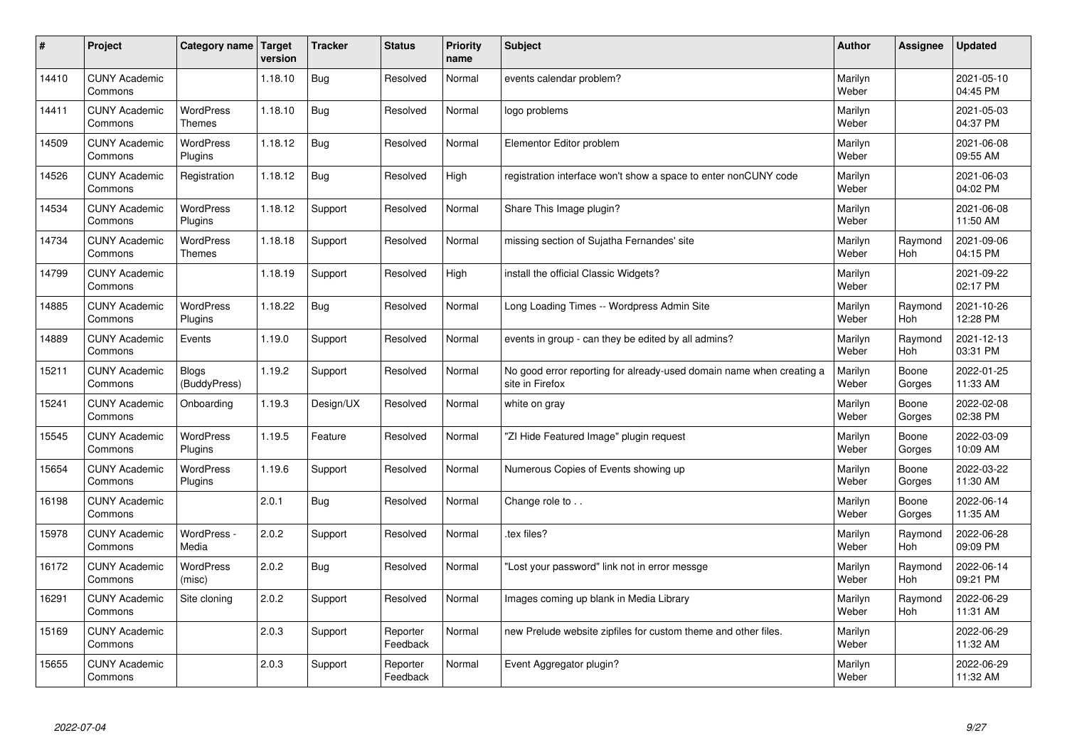| # | Project | Category name | Target version | Tracker | Status | Priority name | Subject | Author | Assignee | Updated |
|---|---|---|---|---|---|---|---|---|---|---|
| 14410 | CUNY Academic Commons | | 1.18.10 | Bug | Resolved | Normal | events calendar problem? | Marilyn Weber | | 2021-05-10 04:45 PM |
| 14411 | CUNY Academic Commons | WordPress Themes | 1.18.10 | Bug | Resolved | Normal | logo problems | Marilyn Weber | | 2021-05-03 04:37 PM |
| 14509 | CUNY Academic Commons | WordPress Plugins | 1.18.12 | Bug | Resolved | Normal | Elementor Editor problem | Marilyn Weber | | 2021-06-08 09:55 AM |
| 14526 | CUNY Academic Commons | Registration | 1.18.12 | Bug | Resolved | High | registration interface won't show a space to enter nonCUNY code | Marilyn Weber | | 2021-06-03 04:02 PM |
| 14534 | CUNY Academic Commons | WordPress Plugins | 1.18.12 | Support | Resolved | Normal | Share This Image plugin? | Marilyn Weber | | 2021-06-08 11:50 AM |
| 14734 | CUNY Academic Commons | WordPress Themes | 1.18.18 | Support | Resolved | Normal | missing section of Sujatha Fernandes' site | Marilyn Weber | Raymond Hoh | 2021-09-06 04:15 PM |
| 14799 | CUNY Academic Commons | | 1.18.19 | Support | Resolved | High | install the official Classic Widgets? | Marilyn Weber | | 2021-09-22 02:17 PM |
| 14885 | CUNY Academic Commons | WordPress Plugins | 1.18.22 | Bug | Resolved | Normal | Long Loading Times -- Wordpress Admin Site | Marilyn Weber | Raymond Hoh | 2021-10-26 12:28 PM |
| 14889 | CUNY Academic Commons | Events | 1.19.0 | Support | Resolved | Normal | events in group - can they be edited by all admins? | Marilyn Weber | Raymond Hoh | 2021-12-13 03:31 PM |
| 15211 | CUNY Academic Commons | Blogs (BuddyPress) | 1.19.2 | Support | Resolved | Normal | No good error reporting for already-used domain name when creating a site in Firefox | Marilyn Weber | Boone Gorges | 2022-01-25 11:33 AM |
| 15241 | CUNY Academic Commons | Onboarding | 1.19.3 | Design/UX | Resolved | Normal | white on gray | Marilyn Weber | Boone Gorges | 2022-02-08 02:38 PM |
| 15545 | CUNY Academic Commons | WordPress Plugins | 1.19.5 | Feature | Resolved | Normal | "ZI Hide Featured Image" plugin request | Marilyn Weber | Boone Gorges | 2022-03-09 10:09 AM |
| 15654 | CUNY Academic Commons | WordPress Plugins | 1.19.6 | Support | Resolved | Normal | Numerous Copies of Events showing up | Marilyn Weber | Boone Gorges | 2022-03-22 11:30 AM |
| 16198 | CUNY Academic Commons | | 2.0.1 | Bug | Resolved | Normal | Change role to . . | Marilyn Weber | Boone Gorges | 2022-06-14 11:35 AM |
| 15978 | CUNY Academic Commons | WordPress - Media | 2.0.2 | Support | Resolved | Normal | .tex files? | Marilyn Weber | Raymond Hoh | 2022-06-28 09:09 PM |
| 16172 | CUNY Academic Commons | WordPress (misc) | 2.0.2 | Bug | Resolved | Normal | "Lost your password" link not in error messge | Marilyn Weber | Raymond Hoh | 2022-06-14 09:21 PM |
| 16291 | CUNY Academic Commons | Site cloning | 2.0.2 | Support | Resolved | Normal | Images coming up blank in Media Library | Marilyn Weber | Raymond Hoh | 2022-06-29 11:31 AM |
| 15169 | CUNY Academic Commons | | 2.0.3 | Support | Reporter Feedback | Normal | new Prelude website zipfiles for custom theme and other files. | Marilyn Weber | | 2022-06-29 11:32 AM |
| 15655 | CUNY Academic Commons | | 2.0.3 | Support | Reporter Feedback | Normal | Event Aggregator plugin? | Marilyn Weber | | 2022-06-29 11:32 AM |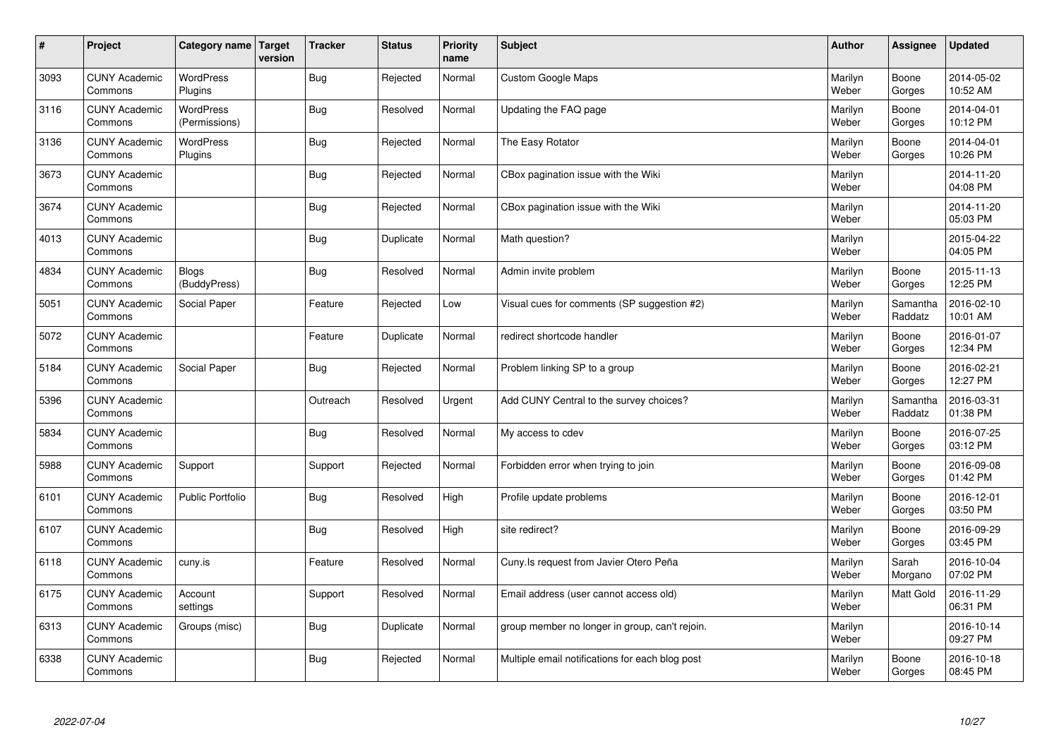| # | Project | Category name | Target version | Tracker | Status | Priority name | Subject | Author | Assignee | Updated |
|---|---|---|---|---|---|---|---|---|---|---|
| 3093 | CUNY Academic Commons | WordPress Plugins | | Bug | Rejected | Normal | Custom Google Maps | Marilyn Weber | Boone Gorges | 2014-05-02 10:52 AM |
| 3116 | CUNY Academic Commons | WordPress (Permissions) | | Bug | Resolved | Normal | Updating the FAQ page | Marilyn Weber | Boone Gorges | 2014-04-01 10:12 PM |
| 3136 | CUNY Academic Commons | WordPress Plugins | | Bug | Rejected | Normal | The Easy Rotator | Marilyn Weber | Boone Gorges | 2014-04-01 10:26 PM |
| 3673 | CUNY Academic Commons | | | Bug | Rejected | Normal | CBox pagination issue with the Wiki | Marilyn Weber | | 2014-11-20 04:08 PM |
| 3674 | CUNY Academic Commons | | | Bug | Rejected | Normal | CBox pagination issue with the Wiki | Marilyn Weber | | 2014-11-20 05:03 PM |
| 4013 | CUNY Academic Commons | | | Bug | Duplicate | Normal | Math question? | Marilyn Weber | | 2015-04-22 04:05 PM |
| 4834 | CUNY Academic Commons | Blogs (BuddyPress) | | Bug | Resolved | Normal | Admin invite problem | Marilyn Weber | Boone Gorges | 2015-11-13 12:25 PM |
| 5051 | CUNY Academic Commons | Social Paper | | Feature | Rejected | Low | Visual cues for comments (SP suggestion #2) | Marilyn Weber | Samantha Raddatz | 2016-02-10 10:01 AM |
| 5072 | CUNY Academic Commons | | | Feature | Duplicate | Normal | redirect shortcode handler | Marilyn Weber | Boone Gorges | 2016-01-07 12:34 PM |
| 5184 | CUNY Academic Commons | Social Paper | | Bug | Rejected | Normal | Problem linking SP to a group | Marilyn Weber | Boone Gorges | 2016-02-21 12:27 PM |
| 5396 | CUNY Academic Commons | | | Outreach | Resolved | Urgent | Add CUNY Central to the survey choices? | Marilyn Weber | Samantha Raddatz | 2016-03-31 01:38 PM |
| 5834 | CUNY Academic Commons | | | Bug | Resolved | Normal | My access to cdev | Marilyn Weber | Boone Gorges | 2016-07-25 03:12 PM |
| 5988 | CUNY Academic Commons | Support | | Support | Rejected | Normal | Forbidden error when trying to join | Marilyn Weber | Boone Gorges | 2016-09-08 01:42 PM |
| 6101 | CUNY Academic Commons | Public Portfolio | | Bug | Resolved | High | Profile update problems | Marilyn Weber | Boone Gorges | 2016-12-01 03:50 PM |
| 6107 | CUNY Academic Commons | | | Bug | Resolved | High | site redirect? | Marilyn Weber | Boone Gorges | 2016-09-29 03:45 PM |
| 6118 | CUNY Academic Commons | cuny.is | | Feature | Resolved | Normal | Cuny.Is request from Javier Otero Peña | Marilyn Weber | Sarah Morgano | 2016-10-04 07:02 PM |
| 6175 | CUNY Academic Commons | Account settings | | Support | Resolved | Normal | Email address (user cannot access old) | Marilyn Weber | Matt Gold | 2016-11-29 06:31 PM |
| 6313 | CUNY Academic Commons | Groups (misc) | | Bug | Duplicate | Normal | group member no longer in group, can't rejoin. | Marilyn Weber | | 2016-10-14 09:27 PM |
| 6338 | CUNY Academic Commons | | | Bug | Rejected | Normal | Multiple email notifications for each blog post | Marilyn Weber | Boone Gorges | 2016-10-18 08:45 PM |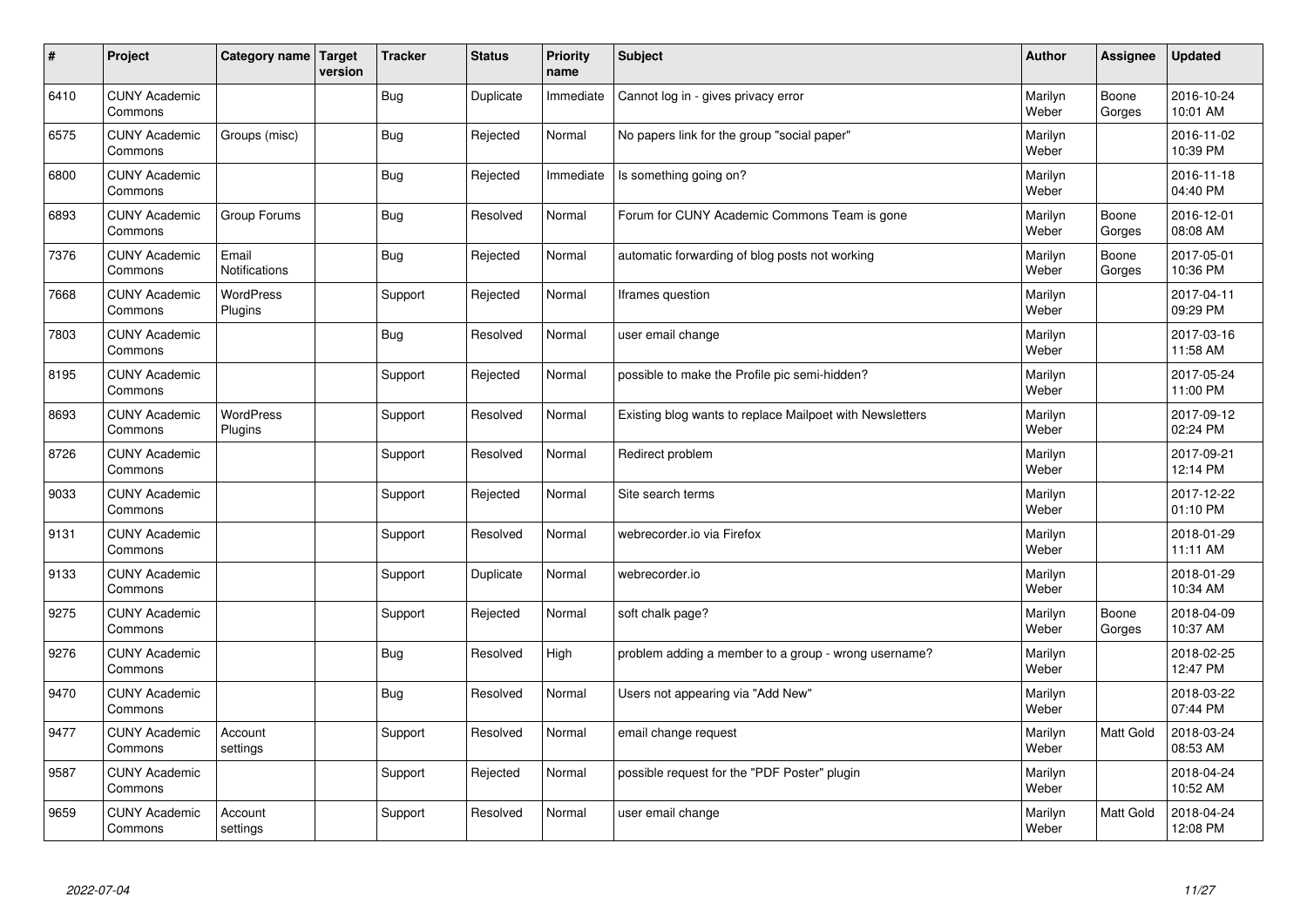| # | Project | Category name | Target version | Tracker | Status | Priority name | Subject | Author | Assignee | Updated |
|---|---|---|---|---|---|---|---|---|---|---|
| 6410 | CUNY Academic Commons | | | Bug | Duplicate | Immediate | Cannot log in - gives privacy error | Marilyn Weber | Boone Gorges | 2016-10-24 10:01 AM |
| 6575 | CUNY Academic Commons | Groups (misc) | | Bug | Rejected | Normal | No papers link for the group "social paper" | Marilyn Weber | | 2016-11-02 10:39 PM |
| 6800 | CUNY Academic Commons | | | Bug | Rejected | Immediate | Is something going on? | Marilyn Weber | | 2016-11-18 04:40 PM |
| 6893 | CUNY Academic Commons | Group Forums | | Bug | Resolved | Normal | Forum for CUNY Academic Commons Team is gone | Marilyn Weber | Boone Gorges | 2016-12-01 08:08 AM |
| 7376 | CUNY Academic Commons | Email Notifications | | Bug | Rejected | Normal | automatic forwarding of blog posts not working | Marilyn Weber | Boone Gorges | 2017-05-01 10:36 PM |
| 7668 | CUNY Academic Commons | WordPress Plugins | | Support | Rejected | Normal | Iframes question | Marilyn Weber | | 2017-04-11 09:29 PM |
| 7803 | CUNY Academic Commons | | | Bug | Resolved | Normal | user email change | Marilyn Weber | | 2017-03-16 11:58 AM |
| 8195 | CUNY Academic Commons | | | Support | Rejected | Normal | possible to make the Profile pic semi-hidden? | Marilyn Weber | | 2017-05-24 11:00 PM |
| 8693 | CUNY Academic Commons | WordPress Plugins | | Support | Resolved | Normal | Existing blog wants to replace Mailpoet with Newsletters | Marilyn Weber | | 2017-09-12 02:24 PM |
| 8726 | CUNY Academic Commons | | | Support | Resolved | Normal | Redirect problem | Marilyn Weber | | 2017-09-21 12:14 PM |
| 9033 | CUNY Academic Commons | | | Support | Rejected | Normal | Site search terms | Marilyn Weber | | 2017-12-22 01:10 PM |
| 9131 | CUNY Academic Commons | | | Support | Resolved | Normal | webrecorder.io via Firefox | Marilyn Weber | | 2018-01-29 11:11 AM |
| 9133 | CUNY Academic Commons | | | Support | Duplicate | Normal | webrecorder.io | Marilyn Weber | | 2018-01-29 10:34 AM |
| 9275 | CUNY Academic Commons | | | Support | Rejected | Normal | soft chalk page? | Marilyn Weber | Boone Gorges | 2018-04-09 10:37 AM |
| 9276 | CUNY Academic Commons | | | Bug | Resolved | High | problem adding a member to a group - wrong username? | Marilyn Weber | | 2018-02-25 12:47 PM |
| 9470 | CUNY Academic Commons | | | Bug | Resolved | Normal | Users not appearing via "Add New" | Marilyn Weber | | 2018-03-22 07:44 PM |
| 9477 | CUNY Academic Commons | Account settings | | Support | Resolved | Normal | email change request | Marilyn Weber | Matt Gold | 2018-03-24 08:53 AM |
| 9587 | CUNY Academic Commons | | | Support | Rejected | Normal | possible request for the "PDF Poster" plugin | Marilyn Weber | | 2018-04-24 10:52 AM |
| 9659 | CUNY Academic Commons | Account settings | | Support | Resolved | Normal | user email change | Marilyn Weber | Matt Gold | 2018-04-24 12:08 PM |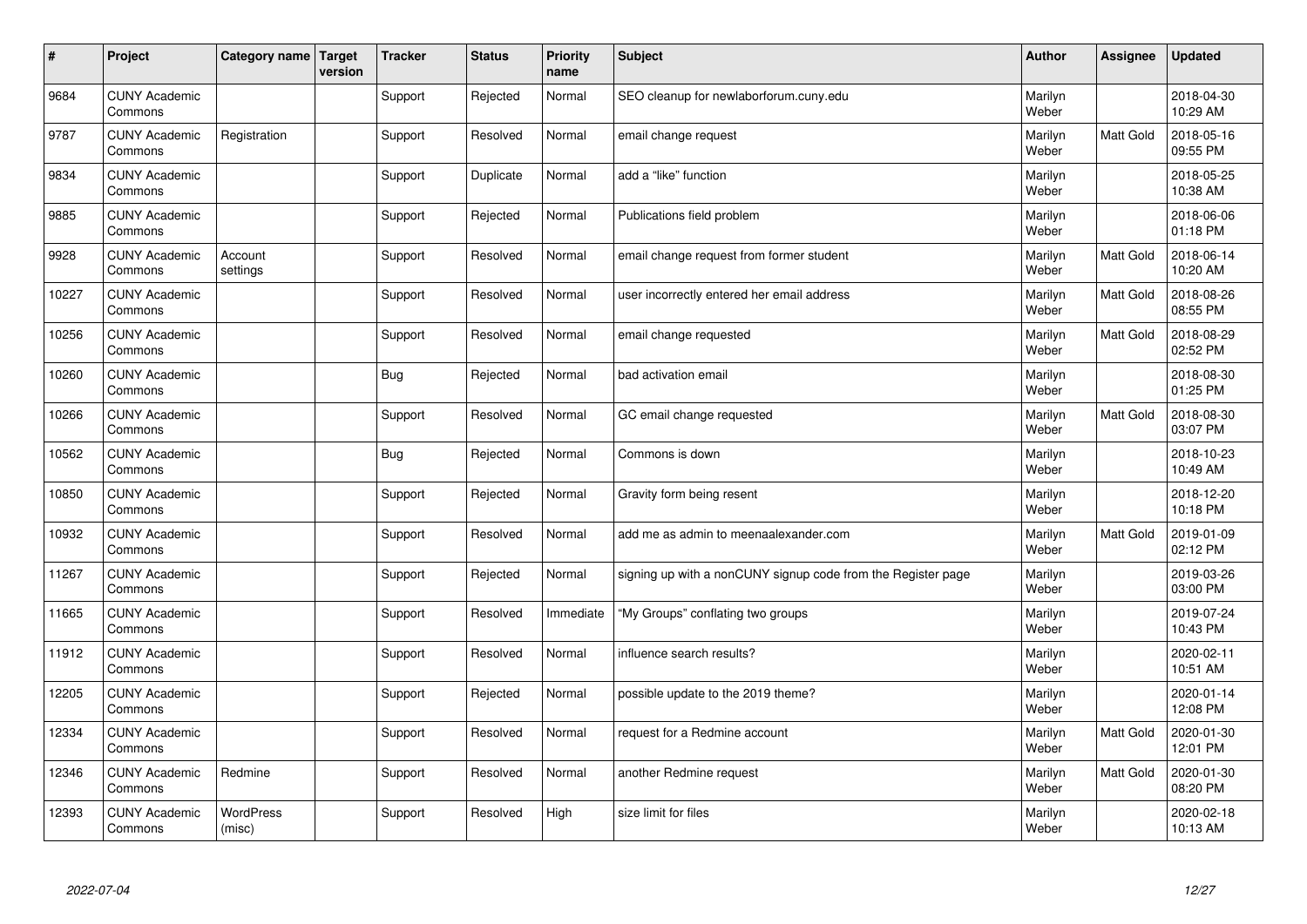| # | Project | Category name | Target version | Tracker | Status | Priority name | Subject | Author | Assignee | Updated |
|---|---|---|---|---|---|---|---|---|---|---|
| 9684 | CUNY Academic Commons | | | Support | Rejected | Normal | SEO cleanup for newlaborforum.cuny.edu | Marilyn Weber | | 2018-04-30 10:29 AM |
| 9787 | CUNY Academic Commons | Registration | | Support | Resolved | Normal | email change request | Marilyn Weber | Matt Gold | 2018-05-16 09:55 PM |
| 9834 | CUNY Academic Commons | | | Support | Duplicate | Normal | add a "like" function | Marilyn Weber | | 2018-05-25 10:38 AM |
| 9885 | CUNY Academic Commons | | | Support | Rejected | Normal | Publications field problem | Marilyn Weber | | 2018-06-06 01:18 PM |
| 9928 | CUNY Academic Commons | Account settings | | Support | Resolved | Normal | email change request from former student | Marilyn Weber | Matt Gold | 2018-06-14 10:20 AM |
| 10227 | CUNY Academic Commons | | | Support | Resolved | Normal | user incorrectly entered her email address | Marilyn Weber | Matt Gold | 2018-08-26 08:55 PM |
| 10256 | CUNY Academic Commons | | | Support | Resolved | Normal | email change requested | Marilyn Weber | Matt Gold | 2018-08-29 02:52 PM |
| 10260 | CUNY Academic Commons | | | Bug | Rejected | Normal | bad activation email | Marilyn Weber | | 2018-08-30 01:25 PM |
| 10266 | CUNY Academic Commons | | | Support | Resolved | Normal | GC email change requested | Marilyn Weber | Matt Gold | 2018-08-30 03:07 PM |
| 10562 | CUNY Academic Commons | | | Bug | Rejected | Normal | Commons is down | Marilyn Weber | | 2018-10-23 10:49 AM |
| 10850 | CUNY Academic Commons | | | Support | Rejected | Normal | Gravity form being resent | Marilyn Weber | | 2018-12-20 10:18 PM |
| 10932 | CUNY Academic Commons | | | Support | Resolved | Normal | add me as admin to meenaalexander.com | Marilyn Weber | Matt Gold | 2019-01-09 02:12 PM |
| 11267 | CUNY Academic Commons | | | Support | Rejected | Normal | signing up with a nonCUNY signup code from the Register page | Marilyn Weber | | 2019-03-26 03:00 PM |
| 11665 | CUNY Academic Commons | | | Support | Resolved | Immediate | "My Groups" conflating two groups | Marilyn Weber | | 2019-07-24 10:43 PM |
| 11912 | CUNY Academic Commons | | | Support | Resolved | Normal | influence search results? | Marilyn Weber | | 2020-02-11 10:51 AM |
| 12205 | CUNY Academic Commons | | | Support | Rejected | Normal | possible update to the 2019 theme? | Marilyn Weber | | 2020-01-14 12:08 PM |
| 12334 | CUNY Academic Commons | | | Support | Resolved | Normal | request for a Redmine account | Marilyn Weber | Matt Gold | 2020-01-30 12:01 PM |
| 12346 | CUNY Academic Commons | Redmine | | Support | Resolved | Normal | another Redmine request | Marilyn Weber | Matt Gold | 2020-01-30 08:20 PM |
| 12393 | CUNY Academic Commons | WordPress (misc) | | Support | Resolved | High | size limit for files | Marilyn Weber | | 2020-02-18 10:13 AM |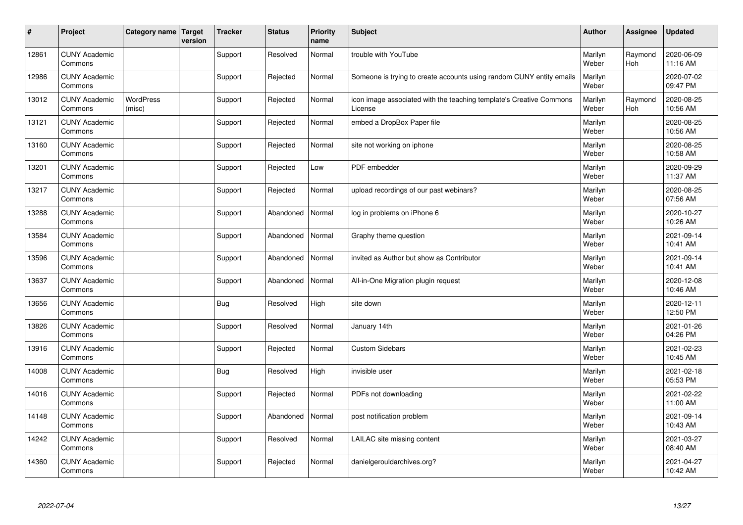| # | Project | Category name | Target version | Tracker | Status | Priority name | Subject | Author | Assignee | Updated |
|---|---|---|---|---|---|---|---|---|---|---|
| 12861 | CUNY Academic Commons | | | Support | Resolved | Normal | trouble with YouTube | Marilyn Weber | Raymond Hoh | 2020-06-09 11:16 AM |
| 12986 | CUNY Academic Commons | | | Support | Rejected | Normal | Someone is trying to create accounts using random CUNY entity emails | Marilyn Weber | | 2020-07-02 09:47 PM |
| 13012 | CUNY Academic Commons | WordPress (misc) | | Support | Rejected | Normal | icon image associated with the teaching template's Creative Commons License | Marilyn Weber | Raymond Hoh | 2020-08-25 10:56 AM |
| 13121 | CUNY Academic Commons | | | Support | Rejected | Normal | embed a DropBox Paper file | Marilyn Weber | | 2020-08-25 10:56 AM |
| 13160 | CUNY Academic Commons | | | Support | Rejected | Normal | site not working on iphone | Marilyn Weber | | 2020-08-25 10:58 AM |
| 13201 | CUNY Academic Commons | | | Support | Rejected | Low | PDF embedder | Marilyn Weber | | 2020-09-29 11:37 AM |
| 13217 | CUNY Academic Commons | | | Support | Rejected | Normal | upload recordings of our past webinars? | Marilyn Weber | | 2020-08-25 07:56 AM |
| 13288 | CUNY Academic Commons | | | Support | Abandoned | Normal | log in problems on iPhone 6 | Marilyn Weber | | 2020-10-27 10:26 AM |
| 13584 | CUNY Academic Commons | | | Support | Abandoned | Normal | Graphy theme question | Marilyn Weber | | 2021-09-14 10:41 AM |
| 13596 | CUNY Academic Commons | | | Support | Abandoned | Normal | invited as Author but show as Contributor | Marilyn Weber | | 2021-09-14 10:41 AM |
| 13637 | CUNY Academic Commons | | | Support | Abandoned | Normal | All-in-One Migration plugin request | Marilyn Weber | | 2020-12-08 10:46 AM |
| 13656 | CUNY Academic Commons | | | Bug | Resolved | High | site down | Marilyn Weber | | 2020-12-11 12:50 PM |
| 13826 | CUNY Academic Commons | | | Support | Resolved | Normal | January 14th | Marilyn Weber | | 2021-01-26 04:26 PM |
| 13916 | CUNY Academic Commons | | | Support | Rejected | Normal | Custom Sidebars | Marilyn Weber | | 2021-02-23 10:45 AM |
| 14008 | CUNY Academic Commons | | | Bug | Resolved | High | invisible user | Marilyn Weber | | 2021-02-18 05:53 PM |
| 14016 | CUNY Academic Commons | | | Support | Rejected | Normal | PDFs not downloading | Marilyn Weber | | 2021-02-22 11:00 AM |
| 14148 | CUNY Academic Commons | | | Support | Abandoned | Normal | post notification problem | Marilyn Weber | | 2021-09-14 10:43 AM |
| 14242 | CUNY Academic Commons | | | Support | Resolved | Normal | LAILAC site missing content | Marilyn Weber | | 2021-03-27 08:40 AM |
| 14360 | CUNY Academic Commons | | | Support | Rejected | Normal | danielgerouldarchives.org? | Marilyn Weber | | 2021-04-27 10:42 AM |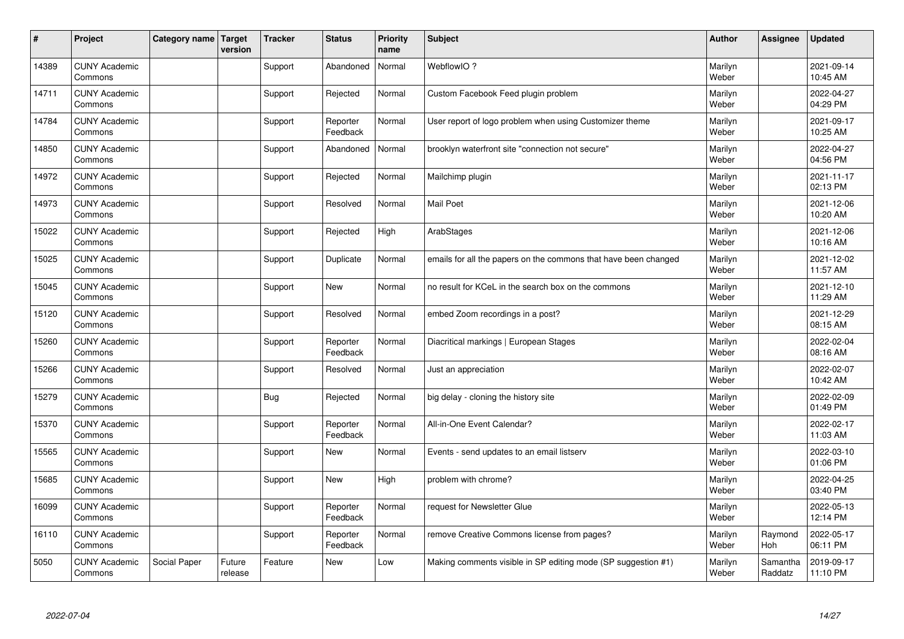| # | Project | Category name | Target version | Tracker | Status | Priority name | Subject | Author | Assignee | Updated |
|---|---|---|---|---|---|---|---|---|---|---|
| 14389 | CUNY Academic Commons | | | Support | Abandoned | Normal | WebflowIO ? | Marilyn Weber | | 2021-09-14 10:45 AM |
| 14711 | CUNY Academic Commons | | | Support | Rejected | Normal | Custom Facebook Feed plugin problem | Marilyn Weber | | 2022-04-27 04:29 PM |
| 14784 | CUNY Academic Commons | | | Support | Reporter Feedback | Normal | User report of logo problem when using Customizer theme | Marilyn Weber | | 2021-09-17 10:25 AM |
| 14850 | CUNY Academic Commons | | | Support | Abandoned | Normal | brooklyn waterfront site "connection not secure" | Marilyn Weber | | 2022-04-27 04:56 PM |
| 14972 | CUNY Academic Commons | | | Support | Rejected | Normal | Mailchimp plugin | Marilyn Weber | | 2021-11-17 02:13 PM |
| 14973 | CUNY Academic Commons | | | Support | Resolved | Normal | Mail Poet | Marilyn Weber | | 2021-12-06 10:20 AM |
| 15022 | CUNY Academic Commons | | | Support | Rejected | High | ArabStages | Marilyn Weber | | 2021-12-06 10:16 AM |
| 15025 | CUNY Academic Commons | | | Support | Duplicate | Normal | emails for all the papers on the commons that have been changed | Marilyn Weber | | 2021-12-02 11:57 AM |
| 15045 | CUNY Academic Commons | | | Support | New | Normal | no result for KCeL in the search box on the commons | Marilyn Weber | | 2021-12-10 11:29 AM |
| 15120 | CUNY Academic Commons | | | Support | Resolved | Normal | embed Zoom recordings in a post? | Marilyn Weber | | 2021-12-29 08:15 AM |
| 15260 | CUNY Academic Commons | | | Support | Reporter Feedback | Normal | Diacritical markings \| European Stages | Marilyn Weber | | 2022-02-04 08:16 AM |
| 15266 | CUNY Academic Commons | | | Support | Resolved | Normal | Just an appreciation | Marilyn Weber | | 2022-02-07 10:42 AM |
| 15279 | CUNY Academic Commons | | | Bug | Rejected | Normal | big delay - cloning the history site | Marilyn Weber | | 2022-02-09 01:49 PM |
| 15370 | CUNY Academic Commons | | | Support | Reporter Feedback | Normal | All-in-One Event Calendar? | Marilyn Weber | | 2022-02-17 11:03 AM |
| 15565 | CUNY Academic Commons | | | Support | New | Normal | Events - send updates to an email listserv | Marilyn Weber | | 2022-03-10 01:06 PM |
| 15685 | CUNY Academic Commons | | | Support | New | High | problem with chrome? | Marilyn Weber | | 2022-04-25 03:40 PM |
| 16099 | CUNY Academic Commons | | | Support | Reporter Feedback | Normal | request for Newsletter Glue | Marilyn Weber | | 2022-05-13 12:14 PM |
| 16110 | CUNY Academic Commons | | | Support | Reporter Feedback | Normal | remove Creative Commons license from pages? | Marilyn Weber | Raymond Hoh | 2022-05-17 06:11 PM |
| 5050 | CUNY Academic Commons | Social Paper | Future release | Feature | New | Low | Making comments visible in SP editing mode (SP suggestion #1) | Marilyn Weber | Samantha Raddatz | 2019-09-17 11:10 PM |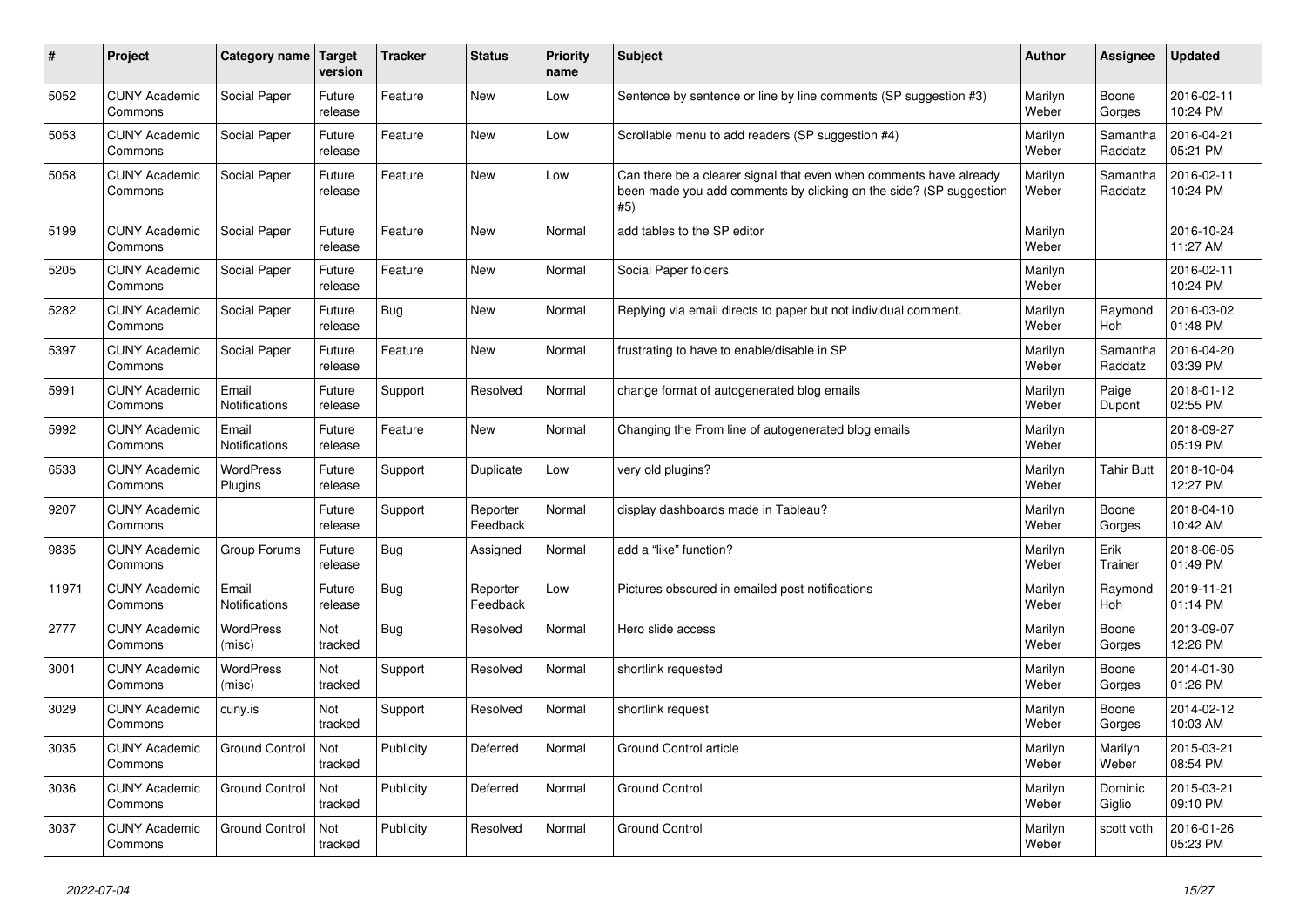| # | Project | Category name | Target version | Tracker | Status | Priority name | Subject | Author | Assignee | Updated |
|---|---|---|---|---|---|---|---|---|---|---|
| 5052 | CUNY Academic Commons | Social Paper | Future release | Feature | New | Low | Sentence by sentence or line by line comments (SP suggestion #3) | Marilyn Weber | Boone Gorges | 2016-02-11 10:24 PM |
| 5053 | CUNY Academic Commons | Social Paper | Future release | Feature | New | Low | Scrollable menu to add readers (SP suggestion #4) | Marilyn Weber | Samantha Raddatz | 2016-04-21 05:21 PM |
| 5058 | CUNY Academic Commons | Social Paper | Future release | Feature | New | Low | Can there be a clearer signal that even when comments have already been made you add comments by clicking on the side? (SP suggestion #5) | Marilyn Weber | Samantha Raddatz | 2016-02-11 10:24 PM |
| 5199 | CUNY Academic Commons | Social Paper | Future release | Feature | New | Normal | add tables to the SP editor | Marilyn Weber | | 2016-10-24 11:27 AM |
| 5205 | CUNY Academic Commons | Social Paper | Future release | Feature | New | Normal | Social Paper folders | Marilyn Weber | | 2016-02-11 10:24 PM |
| 5282 | CUNY Academic Commons | Social Paper | Future release | Bug | New | Normal | Replying via email directs to paper but not individual comment. | Marilyn Weber | Raymond Hoh | 2016-03-02 01:48 PM |
| 5397 | CUNY Academic Commons | Social Paper | Future release | Feature | New | Normal | frustrating to have to enable/disable in SP | Marilyn Weber | Samantha Raddatz | 2016-04-20 03:39 PM |
| 5991 | CUNY Academic Commons | Email Notifications | Future release | Support | Resolved | Normal | change format of autogenerated blog emails | Marilyn Weber | Paige Dupont | 2018-01-12 02:55 PM |
| 5992 | CUNY Academic Commons | Email Notifications | Future release | Feature | New | Normal | Changing the From line of autogenerated blog emails | Marilyn Weber | | 2018-09-27 05:19 PM |
| 6533 | CUNY Academic Commons | WordPress Plugins | Future release | Support | Duplicate | Low | very old plugins? | Marilyn Weber | Tahir Butt | 2018-10-04 12:27 PM |
| 9207 | CUNY Academic Commons | | Future release | Support | Reporter Feedback | Normal | display dashboards made in Tableau? | Marilyn Weber | Boone Gorges | 2018-04-10 10:42 AM |
| 9835 | CUNY Academic Commons | Group Forums | Future release | Bug | Assigned | Normal | add a "like" function? | Marilyn Weber | Erik Trainer | 2018-06-05 01:49 PM |
| 11971 | CUNY Academic Commons | Email Notifications | Future release | Bug | Reporter Feedback | Low | Pictures obscured in emailed post notifications | Marilyn Weber | Raymond Hoh | 2019-11-21 01:14 PM |
| 2777 | CUNY Academic Commons | WordPress (misc) | Not tracked | Bug | Resolved | Normal | Hero slide access | Marilyn Weber | Boone Gorges | 2013-09-07 12:26 PM |
| 3001 | CUNY Academic Commons | WordPress (misc) | Not tracked | Support | Resolved | Normal | shortlink requested | Marilyn Weber | Boone Gorges | 2014-01-30 01:26 PM |
| 3029 | CUNY Academic Commons | cuny.is | Not tracked | Support | Resolved | Normal | shortlink request | Marilyn Weber | Boone Gorges | 2014-02-12 10:03 AM |
| 3035 | CUNY Academic Commons | Ground Control | Not tracked | Publicity | Deferred | Normal | Ground Control article | Marilyn Weber | Marilyn Weber | 2015-03-21 08:54 PM |
| 3036 | CUNY Academic Commons | Ground Control | Not tracked | Publicity | Deferred | Normal | Ground Control | Marilyn Weber | Dominic Giglio | 2015-03-21 09:10 PM |
| 3037 | CUNY Academic Commons | Ground Control | Not tracked | Publicity | Resolved | Normal | Ground Control | Marilyn Weber | scott voth | 2016-01-26 05:23 PM |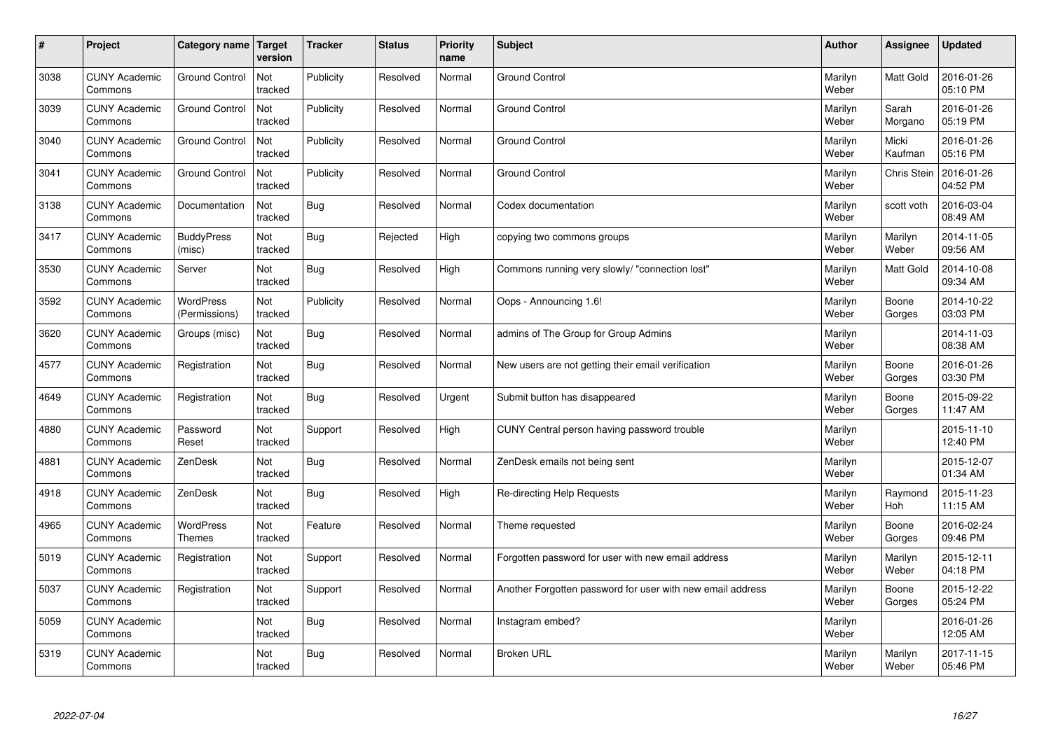| # | Project | Category name | Target version | Tracker | Status | Priority name | Subject | Author | Assignee | Updated |
|---|---|---|---|---|---|---|---|---|---|---|
| 3038 | CUNY Academic Commons | Ground Control | Not tracked | Publicity | Resolved | Normal | Ground Control | Marilyn Weber | Matt Gold | 2016-01-26 05:10 PM |
| 3039 | CUNY Academic Commons | Ground Control | Not tracked | Publicity | Resolved | Normal | Ground Control | Marilyn Weber | Sarah Morgano | 2016-01-26 05:19 PM |
| 3040 | CUNY Academic Commons | Ground Control | Not tracked | Publicity | Resolved | Normal | Ground Control | Marilyn Weber | Micki Kaufman | 2016-01-26 05:16 PM |
| 3041 | CUNY Academic Commons | Ground Control | Not tracked | Publicity | Resolved | Normal | Ground Control | Marilyn Weber | Chris Stein | 2016-01-26 04:52 PM |
| 3138 | CUNY Academic Commons | Documentation | Not tracked | Bug | Resolved | Normal | Codex documentation | Marilyn Weber | scott voth | 2016-03-04 08:49 AM |
| 3417 | CUNY Academic Commons | BuddyPress (misc) | Not tracked | Bug | Rejected | High | copying two commons groups | Marilyn Weber | Marilyn Weber | 2014-11-05 09:56 AM |
| 3530 | CUNY Academic Commons | Server | Not tracked | Bug | Resolved | High | Commons running very slowly/ "connection lost" | Marilyn Weber | Matt Gold | 2014-10-08 09:34 AM |
| 3592 | CUNY Academic Commons | WordPress (Permissions) | Not tracked | Publicity | Resolved | Normal | Oops - Announcing 1.6! | Marilyn Weber | Boone Gorges | 2014-10-22 03:03 PM |
| 3620 | CUNY Academic Commons | Groups (misc) | Not tracked | Bug | Resolved | Normal | admins of The Group for Group Admins | Marilyn Weber | | 2014-11-03 08:38 AM |
| 4577 | CUNY Academic Commons | Registration | Not tracked | Bug | Resolved | Normal | New users are not getting their email verification | Marilyn Weber | Boone Gorges | 2016-01-26 03:30 PM |
| 4649 | CUNY Academic Commons | Registration | Not tracked | Bug | Resolved | Urgent | Submit button has disappeared | Marilyn Weber | Boone Gorges | 2015-09-22 11:47 AM |
| 4880 | CUNY Academic Commons | Password Reset | Not tracked | Support | Resolved | High | CUNY Central person having password trouble | Marilyn Weber | | 2015-11-10 12:40 PM |
| 4881 | CUNY Academic Commons | ZenDesk | Not tracked | Bug | Resolved | Normal | ZenDesk emails not being sent | Marilyn Weber | | 2015-12-07 01:34 AM |
| 4918 | CUNY Academic Commons | ZenDesk | Not tracked | Bug | Resolved | High | Re-directing Help Requests | Marilyn Weber | Raymond Hoh | 2015-11-23 11:15 AM |
| 4965 | CUNY Academic Commons | WordPress Themes | Not tracked | Feature | Resolved | Normal | Theme requested | Marilyn Weber | Boone Gorges | 2016-02-24 09:46 PM |
| 5019 | CUNY Academic Commons | Registration | Not tracked | Support | Resolved | Normal | Forgotten password for user with new email address | Marilyn Weber | Marilyn Weber | 2015-12-11 04:18 PM |
| 5037 | CUNY Academic Commons | Registration | Not tracked | Support | Resolved | Normal | Another Forgotten password for user with new email address | Marilyn Weber | Boone Gorges | 2015-12-22 05:24 PM |
| 5059 | CUNY Academic Commons | | Not tracked | Bug | Resolved | Normal | Instagram embed? | Marilyn Weber | | 2016-01-26 12:05 AM |
| 5319 | CUNY Academic Commons | | Not tracked | Bug | Resolved | Normal | Broken URL | Marilyn Weber | Marilyn Weber | 2017-11-15 05:46 PM |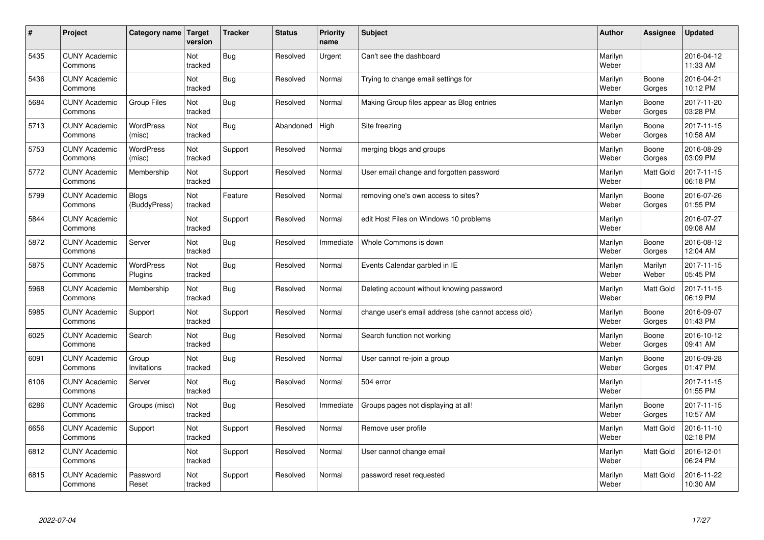| # | Project | Category name | Target version | Tracker | Status | Priority name | Subject | Author | Assignee | Updated |
|---|---|---|---|---|---|---|---|---|---|---|
| 5435 | CUNY Academic Commons | | Not tracked | Bug | Resolved | Urgent | Can't see the dashboard | Marilyn Weber | | 2016-04-12 11:33 AM |
| 5436 | CUNY Academic Commons | | Not tracked | Bug | Resolved | Normal | Trying to change email settings for | Marilyn Weber | Boone Gorges | 2016-04-21 10:12 PM |
| 5684 | CUNY Academic Commons | Group Files | Not tracked | Bug | Resolved | Normal | Making Group files appear as Blog entries | Marilyn Weber | Boone Gorges | 2017-11-20 03:28 PM |
| 5713 | CUNY Academic Commons | WordPress (misc) | Not tracked | Bug | Abandoned | High | Site freezing | Marilyn Weber | Boone Gorges | 2017-11-15 10:58 AM |
| 5753 | CUNY Academic Commons | WordPress (misc) | Not tracked | Support | Resolved | Normal | merging blogs and groups | Marilyn Weber | Boone Gorges | 2016-08-29 03:09 PM |
| 5772 | CUNY Academic Commons | Membership | Not tracked | Support | Resolved | Normal | User email change and forgotten password | Marilyn Weber | Matt Gold | 2017-11-15 06:18 PM |
| 5799 | CUNY Academic Commons | Blogs (BuddyPress) | Not tracked | Feature | Resolved | Normal | removing one's own access to sites? | Marilyn Weber | Boone Gorges | 2016-07-26 01:55 PM |
| 5844 | CUNY Academic Commons | | Not tracked | Support | Resolved | Normal | edit Host Files on Windows 10 problems | Marilyn Weber | | 2016-07-27 09:08 AM |
| 5872 | CUNY Academic Commons | Server | Not tracked | Bug | Resolved | Immediate | Whole Commons is down | Marilyn Weber | Boone Gorges | 2016-08-12 12:04 AM |
| 5875 | CUNY Academic Commons | WordPress Plugins | Not tracked | Bug | Resolved | Normal | Events Calendar garbled in IE | Marilyn Weber | Marilyn Weber | 2017-11-15 05:45 PM |
| 5968 | CUNY Academic Commons | Membership | Not tracked | Bug | Resolved | Normal | Deleting account without knowing password | Marilyn Weber | Matt Gold | 2017-11-15 06:19 PM |
| 5985 | CUNY Academic Commons | Support | Not tracked | Support | Resolved | Normal | change user's email address (she cannot access old) | Marilyn Weber | Boone Gorges | 2016-09-07 01:43 PM |
| 6025 | CUNY Academic Commons | Search | Not tracked | Bug | Resolved | Normal | Search function not working | Marilyn Weber | Boone Gorges | 2016-10-12 09:41 AM |
| 6091 | CUNY Academic Commons | Group Invitations | Not tracked | Bug | Resolved | Normal | User cannot re-join a group | Marilyn Weber | Boone Gorges | 2016-09-28 01:47 PM |
| 6106 | CUNY Academic Commons | Server | Not tracked | Bug | Resolved | Normal | 504 error | Marilyn Weber | | 2017-11-15 01:55 PM |
| 6286 | CUNY Academic Commons | Groups (misc) | Not tracked | Bug | Resolved | Immediate | Groups pages not displaying at all! | Marilyn Weber | Boone Gorges | 2017-11-15 10:57 AM |
| 6656 | CUNY Academic Commons | Support | Not tracked | Support | Resolved | Normal | Remove user profile | Marilyn Weber | Matt Gold | 2016-11-10 02:18 PM |
| 6812 | CUNY Academic Commons | | Not tracked | Support | Resolved | Normal | User cannot change email | Marilyn Weber | Matt Gold | 2016-12-01 06:24 PM |
| 6815 | CUNY Academic Commons | Password Reset | Not tracked | Support | Resolved | Normal | password reset requested | Marilyn Weber | Matt Gold | 2016-11-22 10:30 AM |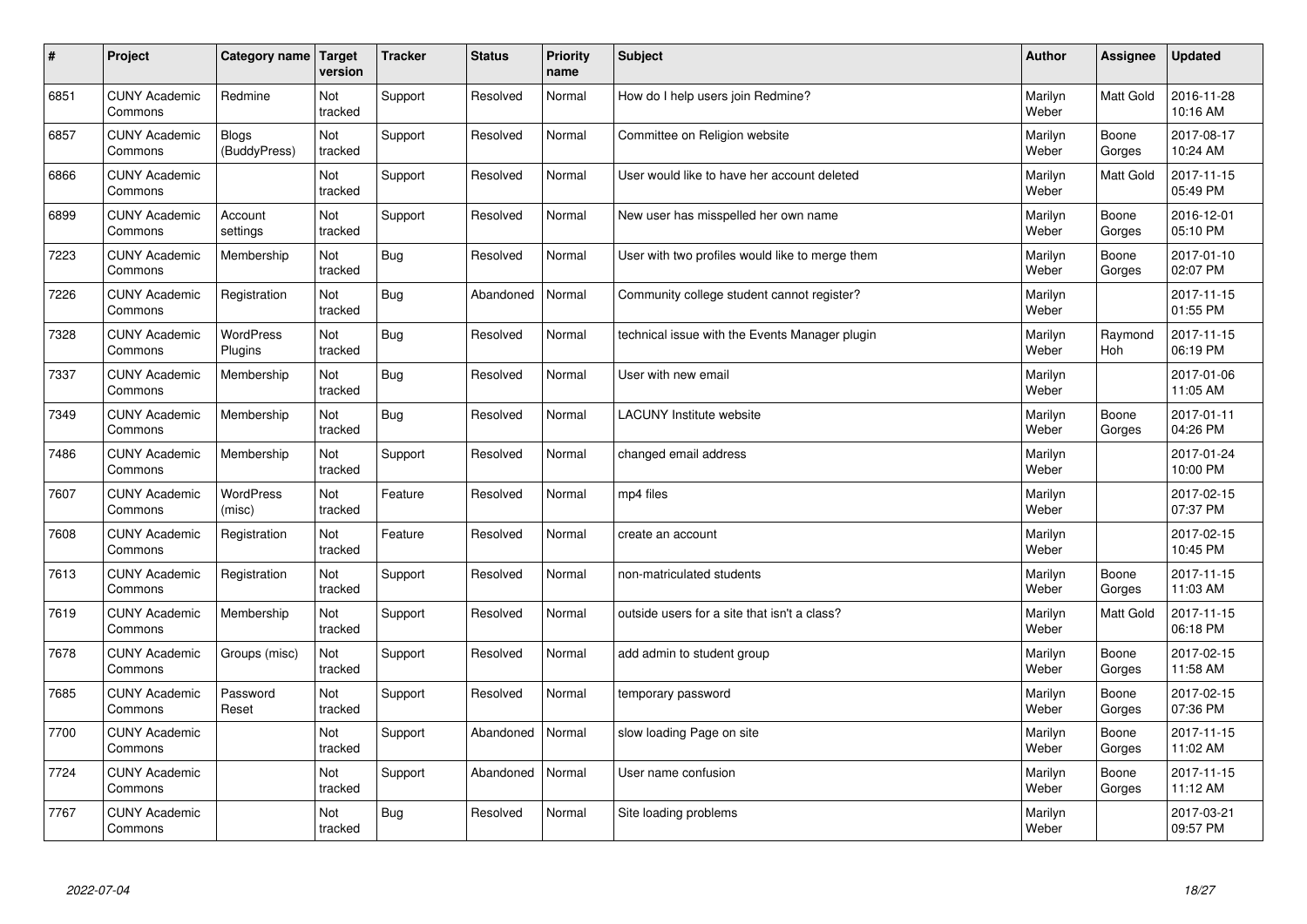| # | Project | Category name | Target version | Tracker | Status | Priority name | Subject | Author | Assignee | Updated |
|---|---|---|---|---|---|---|---|---|---|---|
| 6851 | CUNY Academic Commons | Redmine | Not tracked | Support | Resolved | Normal | How do I help users join Redmine? | Marilyn Weber | Matt Gold | 2016-11-28 10:16 AM |
| 6857 | CUNY Academic Commons | Blogs (BuddyPress) | Not tracked | Support | Resolved | Normal | Committee on Religion website | Marilyn Weber | Boone Gorges | 2017-08-17 10:24 AM |
| 6866 | CUNY Academic Commons | | Not tracked | Support | Resolved | Normal | User would like to have her account deleted | Marilyn Weber | Matt Gold | 2017-11-15 05:49 PM |
| 6899 | CUNY Academic Commons | Account settings | Not tracked | Support | Resolved | Normal | New user has misspelled her own name | Marilyn Weber | Boone Gorges | 2016-12-01 05:10 PM |
| 7223 | CUNY Academic Commons | Membership | Not tracked | Bug | Resolved | Normal | User with two profiles would like to merge them | Marilyn Weber | Boone Gorges | 2017-01-10 02:07 PM |
| 7226 | CUNY Academic Commons | Registration | Not tracked | Bug | Abandoned | Normal | Community college student cannot register? | Marilyn Weber | | 2017-11-15 01:55 PM |
| 7328 | CUNY Academic Commons | WordPress Plugins | Not tracked | Bug | Resolved | Normal | technical issue with the Events Manager plugin | Marilyn Weber | Raymond Hoh | 2017-11-15 06:19 PM |
| 7337 | CUNY Academic Commons | Membership | Not tracked | Bug | Resolved | Normal | User with new email | Marilyn Weber | | 2017-01-06 11:05 AM |
| 7349 | CUNY Academic Commons | Membership | Not tracked | Bug | Resolved | Normal | LACUNY Institute website | Marilyn Weber | Boone Gorges | 2017-01-11 04:26 PM |
| 7486 | CUNY Academic Commons | Membership | Not tracked | Support | Resolved | Normal | changed email address | Marilyn Weber | | 2017-01-24 10:00 PM |
| 7607 | CUNY Academic Commons | WordPress (misc) | Not tracked | Feature | Resolved | Normal | mp4 files | Marilyn Weber | | 2017-02-15 07:37 PM |
| 7608 | CUNY Academic Commons | Registration | Not tracked | Feature | Resolved | Normal | create an account | Marilyn Weber | | 2017-02-15 10:45 PM |
| 7613 | CUNY Academic Commons | Registration | Not tracked | Support | Resolved | Normal | non-matriculated students | Marilyn Weber | Boone Gorges | 2017-11-15 11:03 AM |
| 7619 | CUNY Academic Commons | Membership | Not tracked | Support | Resolved | Normal | outside users for a site that isn't a class? | Marilyn Weber | Matt Gold | 2017-11-15 06:18 PM |
| 7678 | CUNY Academic Commons | Groups (misc) | Not tracked | Support | Resolved | Normal | add admin to student group | Marilyn Weber | Boone Gorges | 2017-02-15 11:58 AM |
| 7685 | CUNY Academic Commons | Password Reset | Not tracked | Support | Resolved | Normal | temporary password | Marilyn Weber | Boone Gorges | 2017-02-15 07:36 PM |
| 7700 | CUNY Academic Commons | | Not tracked | Support | Abandoned | Normal | slow loading Page on site | Marilyn Weber | Boone Gorges | 2017-11-15 11:02 AM |
| 7724 | CUNY Academic Commons | | Not tracked | Support | Abandoned | Normal | User name confusion | Marilyn Weber | Boone Gorges | 2017-11-15 11:12 AM |
| 7767 | CUNY Academic Commons | | Not tracked | Bug | Resolved | Normal | Site loading problems | Marilyn Weber | | 2017-03-21 09:57 PM |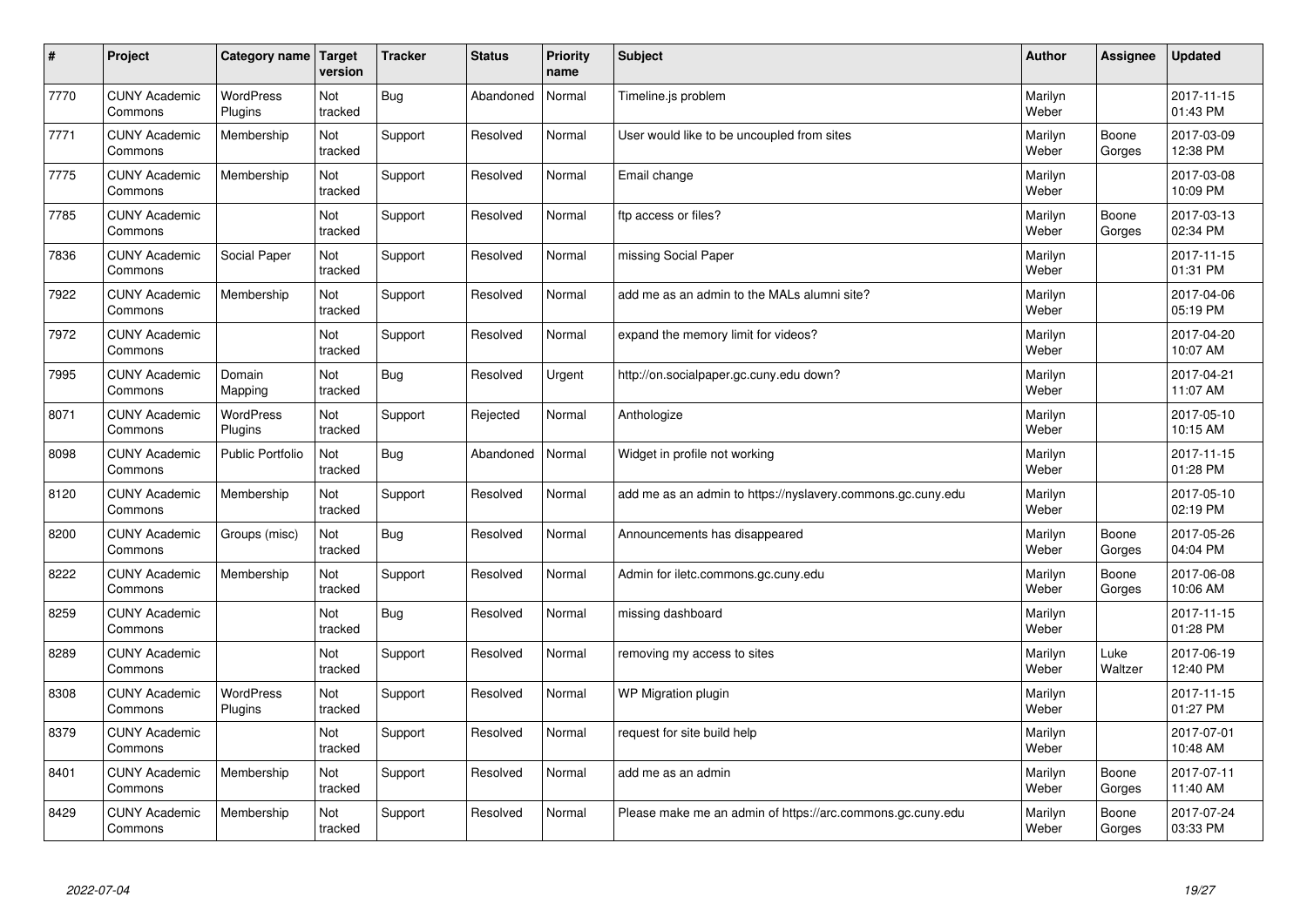| # | Project | Category name | Target version | Tracker | Status | Priority name | Subject | Author | Assignee | Updated |
|---|---|---|---|---|---|---|---|---|---|---|
| 7770 | CUNY Academic Commons | WordPress Plugins | Not tracked | Bug | Abandoned | Normal | Timeline.js problem | Marilyn Weber | | 2017-11-15 01:43 PM |
| 7771 | CUNY Academic Commons | Membership | Not tracked | Support | Resolved | Normal | User would like to be uncoupled from sites | Marilyn Weber | Boone Gorges | 2017-03-09 12:38 PM |
| 7775 | CUNY Academic Commons | Membership | Not tracked | Support | Resolved | Normal | Email change | Marilyn Weber | | 2017-03-08 10:09 PM |
| 7785 | CUNY Academic Commons | | Not tracked | Support | Resolved | Normal | ftp access or files? | Marilyn Weber | Boone Gorges | 2017-03-13 02:34 PM |
| 7836 | CUNY Academic Commons | Social Paper | Not tracked | Support | Resolved | Normal | missing Social Paper | Marilyn Weber | | 2017-11-15 01:31 PM |
| 7922 | CUNY Academic Commons | Membership | Not tracked | Support | Resolved | Normal | add me as an admin to the MALs alumni site? | Marilyn Weber | | 2017-04-06 05:19 PM |
| 7972 | CUNY Academic Commons | | Not tracked | Support | Resolved | Normal | expand the memory limit for videos? | Marilyn Weber | | 2017-04-20 10:07 AM |
| 7995 | CUNY Academic Commons | Domain Mapping | Not tracked | Bug | Resolved | Urgent | http://on.socialpaper.gc.cuny.edu down? | Marilyn Weber | | 2017-04-21 11:07 AM |
| 8071 | CUNY Academic Commons | WordPress Plugins | Not tracked | Support | Rejected | Normal | Anthologize | Marilyn Weber | | 2017-05-10 10:15 AM |
| 8098 | CUNY Academic Commons | Public Portfolio | Not tracked | Bug | Abandoned | Normal | Widget in profile not working | Marilyn Weber | | 2017-11-15 01:28 PM |
| 8120 | CUNY Academic Commons | Membership | Not tracked | Support | Resolved | Normal | add me as an admin to https://nyslavery.commons.gc.cuny.edu | Marilyn Weber | | 2017-05-10 02:19 PM |
| 8200 | CUNY Academic Commons | Groups (misc) | Not tracked | Bug | Resolved | Normal | Announcements has disappeared | Marilyn Weber | Boone Gorges | 2017-05-26 04:04 PM |
| 8222 | CUNY Academic Commons | Membership | Not tracked | Support | Resolved | Normal | Admin for iletc.commons.gc.cuny.edu | Marilyn Weber | Boone Gorges | 2017-06-08 10:06 AM |
| 8259 | CUNY Academic Commons | | Not tracked | Bug | Resolved | Normal | missing dashboard | Marilyn Weber | | 2017-11-15 01:28 PM |
| 8289 | CUNY Academic Commons | | Not tracked | Support | Resolved | Normal | removing my access to sites | Marilyn Weber | Luke Waltzer | 2017-06-19 12:40 PM |
| 8308 | CUNY Academic Commons | WordPress Plugins | Not tracked | Support | Resolved | Normal | WP Migration plugin | Marilyn Weber | | 2017-11-15 01:27 PM |
| 8379 | CUNY Academic Commons | | Not tracked | Support | Resolved | Normal | request for site build help | Marilyn Weber | | 2017-07-01 10:48 AM |
| 8401 | CUNY Academic Commons | Membership | Not tracked | Support | Resolved | Normal | add me as an admin | Marilyn Weber | Boone Gorges | 2017-07-11 11:40 AM |
| 8429 | CUNY Academic Commons | Membership | Not tracked | Support | Resolved | Normal | Please make me an admin of https://arc.commons.gc.cuny.edu | Marilyn Weber | Boone Gorges | 2017-07-24 03:33 PM |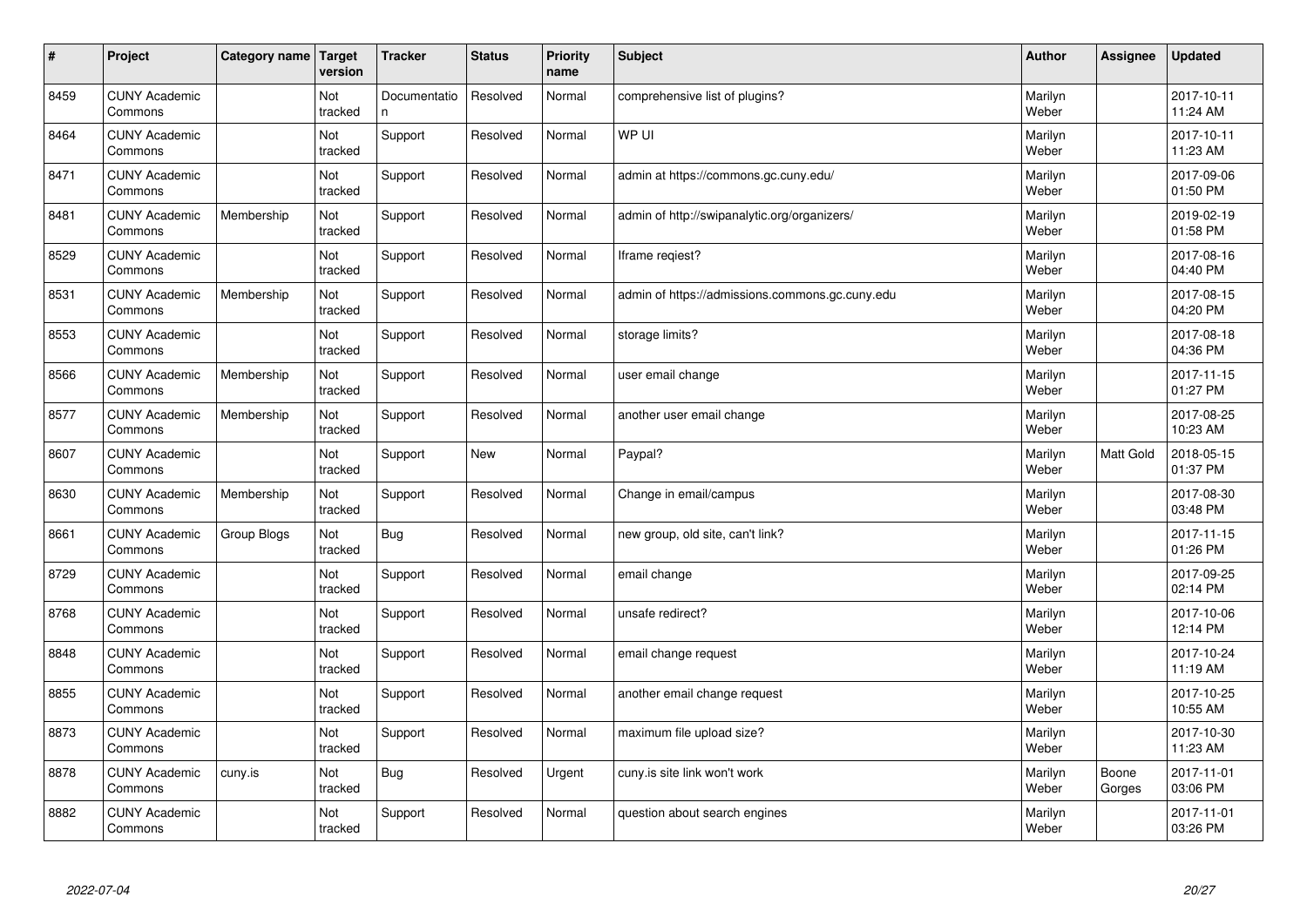| # | Project | Category name | Target version | Tracker | Status | Priority name | Subject | Author | Assignee | Updated |
|---|---|---|---|---|---|---|---|---|---|---|
| 8459 | CUNY Academic Commons | | Not tracked | Documentation | Resolved | Normal | comprehensive list of plugins? | Marilyn Weber | | 2017-10-11 11:24 AM |
| 8464 | CUNY Academic Commons | | Not tracked | Support | Resolved | Normal | WP UI | Marilyn Weber | | 2017-10-11 11:23 AM |
| 8471 | CUNY Academic Commons | | Not tracked | Support | Resolved | Normal | admin at https://commons.gc.cuny.edu/ | Marilyn Weber | | 2017-09-06 01:50 PM |
| 8481 | CUNY Academic Commons | Membership | Not tracked | Support | Resolved | Normal | admin of http://swipanalytic.org/organizers/ | Marilyn Weber | | 2019-02-19 01:58 PM |
| 8529 | CUNY Academic Commons | | Not tracked | Support | Resolved | Normal | Iframe reqiest? | Marilyn Weber | | 2017-08-16 04:40 PM |
| 8531 | CUNY Academic Commons | Membership | Not tracked | Support | Resolved | Normal | admin of https://admissions.commons.gc.cuny.edu | Marilyn Weber | | 2017-08-15 04:20 PM |
| 8553 | CUNY Academic Commons | | Not tracked | Support | Resolved | Normal | storage limits? | Marilyn Weber | | 2017-08-18 04:36 PM |
| 8566 | CUNY Academic Commons | Membership | Not tracked | Support | Resolved | Normal | user email change | Marilyn Weber | | 2017-11-15 01:27 PM |
| 8577 | CUNY Academic Commons | Membership | Not tracked | Support | Resolved | Normal | another user email change | Marilyn Weber | | 2017-08-25 10:23 AM |
| 8607 | CUNY Academic Commons | | Not tracked | Support | New | Normal | Paypal? | Marilyn Weber | Matt Gold | 2018-05-15 01:37 PM |
| 8630 | CUNY Academic Commons | Membership | Not tracked | Support | Resolved | Normal | Change in email/campus | Marilyn Weber | | 2017-08-30 03:48 PM |
| 8661 | CUNY Academic Commons | Group Blogs | Not tracked | Bug | Resolved | Normal | new group, old site, can't link? | Marilyn Weber | | 2017-11-15 01:26 PM |
| 8729 | CUNY Academic Commons | | Not tracked | Support | Resolved | Normal | email change | Marilyn Weber | | 2017-09-25 02:14 PM |
| 8768 | CUNY Academic Commons | | Not tracked | Support | Resolved | Normal | unsafe redirect? | Marilyn Weber | | 2017-10-06 12:14 PM |
| 8848 | CUNY Academic Commons | | Not tracked | Support | Resolved | Normal | email change request | Marilyn Weber | | 2017-10-24 11:19 AM |
| 8855 | CUNY Academic Commons | | Not tracked | Support | Resolved | Normal | another email change request | Marilyn Weber | | 2017-10-25 10:55 AM |
| 8873 | CUNY Academic Commons | | Not tracked | Support | Resolved | Normal | maximum file upload size? | Marilyn Weber | | 2017-10-30 11:23 AM |
| 8878 | CUNY Academic Commons | cuny.is | Not tracked | Bug | Resolved | Urgent | cuny.is site link won't work | Marilyn Weber | Boone Gorges | 2017-11-01 03:06 PM |
| 8882 | CUNY Academic Commons | | Not tracked | Support | Resolved | Normal | question about search engines | Marilyn Weber | | 2017-11-01 03:26 PM |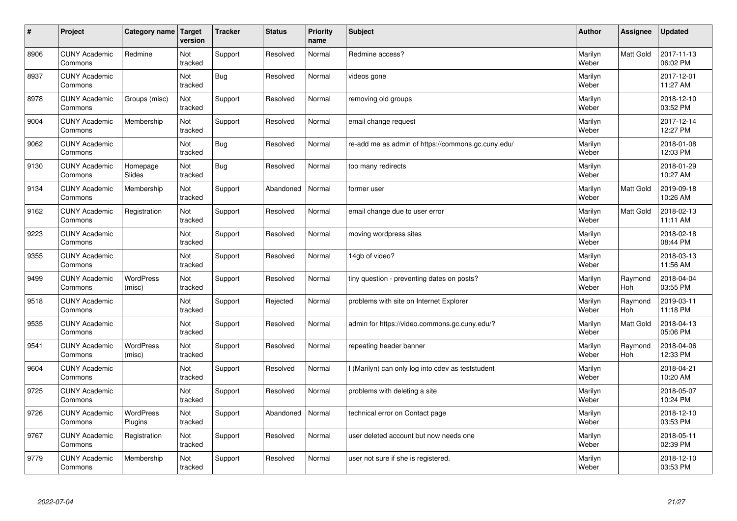| # | Project | Category name | Target version | Tracker | Status | Priority name | Subject | Author | Assignee | Updated |
|---|---|---|---|---|---|---|---|---|---|---|
| 8906 | CUNY Academic Commons | Redmine | Not tracked | Support | Resolved | Normal | Redmine access? | Marilyn Weber | Matt Gold | 2017-11-13 06:02 PM |
| 8937 | CUNY Academic Commons | | Not tracked | Bug | Resolved | Normal | videos gone | Marilyn Weber | | 2017-12-01 11:27 AM |
| 8978 | CUNY Academic Commons | Groups (misc) | Not tracked | Support | Resolved | Normal | removing old groups | Marilyn Weber | | 2018-12-10 03:52 PM |
| 9004 | CUNY Academic Commons | Membership | Not tracked | Support | Resolved | Normal | email change request | Marilyn Weber | | 2017-12-14 12:27 PM |
| 9062 | CUNY Academic Commons | | Not tracked | Bug | Resolved | Normal | re-add me as admin of https://commons.gc.cuny.edu/ | Marilyn Weber | | 2018-01-08 12:03 PM |
| 9130 | CUNY Academic Commons | Homepage Slides | Not tracked | Bug | Resolved | Normal | too many redirects | Marilyn Weber | | 2018-01-29 10:27 AM |
| 9134 | CUNY Academic Commons | Membership | Not tracked | Support | Abandoned | Normal | former user | Marilyn Weber | Matt Gold | 2019-09-18 10:26 AM |
| 9162 | CUNY Academic Commons | Registration | Not tracked | Support | Resolved | Normal | email change due to user error | Marilyn Weber | Matt Gold | 2018-02-13 11:11 AM |
| 9223 | CUNY Academic Commons | | Not tracked | Support | Resolved | Normal | moving wordpress sites | Marilyn Weber | | 2018-02-18 08:44 PM |
| 9355 | CUNY Academic Commons | | Not tracked | Support | Resolved | Normal | 14gb of video? | Marilyn Weber | | 2018-03-13 11:56 AM |
| 9499 | CUNY Academic Commons | WordPress (misc) | Not tracked | Support | Resolved | Normal | tiny question - preventing dates on posts? | Marilyn Weber | Raymond Hoh | 2018-04-04 03:55 PM |
| 9518 | CUNY Academic Commons | | Not tracked | Support | Rejected | Normal | problems with site on Internet Explorer | Marilyn Weber | Raymond Hoh | 2019-03-11 11:18 PM |
| 9535 | CUNY Academic Commons | | Not tracked | Support | Resolved | Normal | admin for https://video.commons.gc.cuny.edu/? | Marilyn Weber | Matt Gold | 2018-04-13 05:06 PM |
| 9541 | CUNY Academic Commons | WordPress (misc) | Not tracked | Support | Resolved | Normal | repeating header banner | Marilyn Weber | Raymond Hoh | 2018-04-06 12:33 PM |
| 9604 | CUNY Academic Commons | | Not tracked | Support | Resolved | Normal | I (Marilyn) can only log into cdev as teststudent | Marilyn Weber | | 2018-04-21 10:20 AM |
| 9725 | CUNY Academic Commons | | Not tracked | Support | Resolved | Normal | problems with deleting a site | Marilyn Weber | | 2018-05-07 10:24 PM |
| 9726 | CUNY Academic Commons | WordPress Plugins | Not tracked | Support | Abandoned | Normal | technical error on Contact page | Marilyn Weber | | 2018-12-10 03:53 PM |
| 9767 | CUNY Academic Commons | Registration | Not tracked | Support | Resolved | Normal | user deleted account but now needs one | Marilyn Weber | | 2018-05-11 02:39 PM |
| 9779 | CUNY Academic Commons | Membership | Not tracked | Support | Resolved | Normal | user not sure if she is registered. | Marilyn Weber | | 2018-12-10 03:53 PM |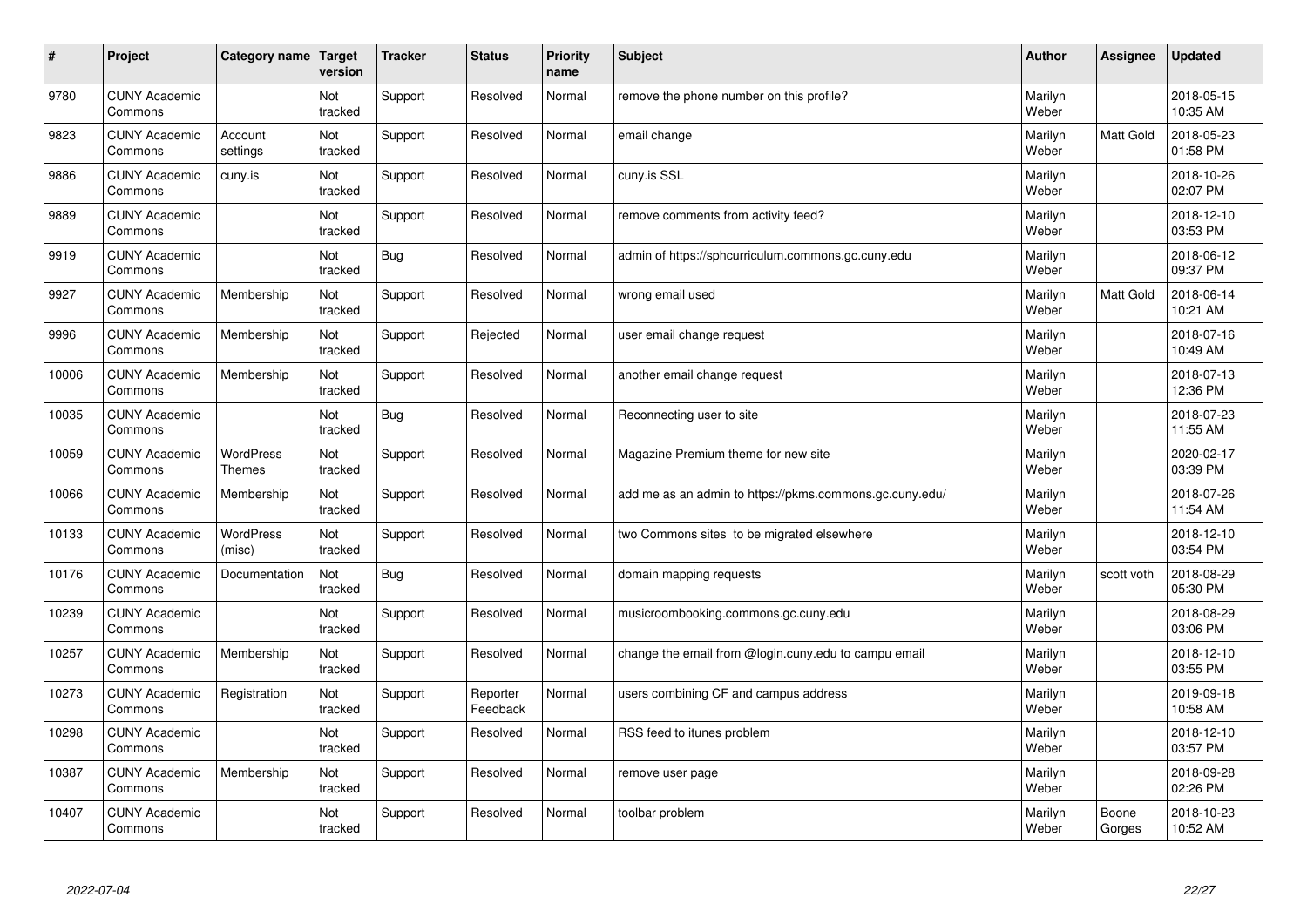| # | Project | Category name | Target version | Tracker | Status | Priority name | Subject | Author | Assignee | Updated |
|---|---|---|---|---|---|---|---|---|---|---|
| 9780 | CUNY Academic Commons | | Not tracked | Support | Resolved | Normal | remove the phone number on this profile? | Marilyn Weber | | 2018-05-15 10:35 AM |
| 9823 | CUNY Academic Commons | Account settings | Not tracked | Support | Resolved | Normal | email change | Marilyn Weber | Matt Gold | 2018-05-23 01:58 PM |
| 9886 | CUNY Academic Commons | cuny.is | Not tracked | Support | Resolved | Normal | cuny.is SSL | Marilyn Weber | | 2018-10-26 02:07 PM |
| 9889 | CUNY Academic Commons | | Not tracked | Support | Resolved | Normal | remove comments from activity feed? | Marilyn Weber | | 2018-12-10 03:53 PM |
| 9919 | CUNY Academic Commons | | Not tracked | Bug | Resolved | Normal | admin of https://sphcurriculum.commons.gc.cuny.edu | Marilyn Weber | | 2018-06-12 09:37 PM |
| 9927 | CUNY Academic Commons | Membership | Not tracked | Support | Resolved | Normal | wrong email used | Marilyn Weber | Matt Gold | 2018-06-14 10:21 AM |
| 9996 | CUNY Academic Commons | Membership | Not tracked | Support | Rejected | Normal | user email change request | Marilyn Weber | | 2018-07-16 10:49 AM |
| 10006 | CUNY Academic Commons | Membership | Not tracked | Support | Resolved | Normal | another email change request | Marilyn Weber | | 2018-07-13 12:36 PM |
| 10035 | CUNY Academic Commons | | Not tracked | Bug | Resolved | Normal | Reconnecting user to site | Marilyn Weber | | 2018-07-23 11:55 AM |
| 10059 | CUNY Academic Commons | WordPress Themes | Not tracked | Support | Resolved | Normal | Magazine Premium theme for new site | Marilyn Weber | | 2020-02-17 03:39 PM |
| 10066 | CUNY Academic Commons | Membership | Not tracked | Support | Resolved | Normal | add me as an admin to https://pkms.commons.gc.cuny.edu/ | Marilyn Weber | | 2018-07-26 11:54 AM |
| 10133 | CUNY Academic Commons | WordPress (misc) | Not tracked | Support | Resolved | Normal | two Commons sites to be migrated elsewhere | Marilyn Weber | | 2018-12-10 03:54 PM |
| 10176 | CUNY Academic Commons | Documentation | Not tracked | Bug | Resolved | Normal | domain mapping requests | Marilyn Weber | scott voth | 2018-08-29 05:30 PM |
| 10239 | CUNY Academic Commons | | Not tracked | Support | Resolved | Normal | musicroombooking.commons.gc.cuny.edu | Marilyn Weber | | 2018-08-29 03:06 PM |
| 10257 | CUNY Academic Commons | Membership | Not tracked | Support | Resolved | Normal | change the email from @login.cuny.edu to campu email | Marilyn Weber | | 2018-12-10 03:55 PM |
| 10273 | CUNY Academic Commons | Registration | Not tracked | Support | Reporter Feedback | Normal | users combining CF and campus address | Marilyn Weber | | 2019-09-18 10:58 AM |
| 10298 | CUNY Academic Commons | | Not tracked | Support | Resolved | Normal | RSS feed to itunes problem | Marilyn Weber | | 2018-12-10 03:57 PM |
| 10387 | CUNY Academic Commons | Membership | Not tracked | Support | Resolved | Normal | remove user page | Marilyn Weber | | 2018-09-28 02:26 PM |
| 10407 | CUNY Academic Commons | | Not tracked | Support | Resolved | Normal | toolbar problem | Marilyn Weber | Boone Gorges | 2018-10-23 10:52 AM |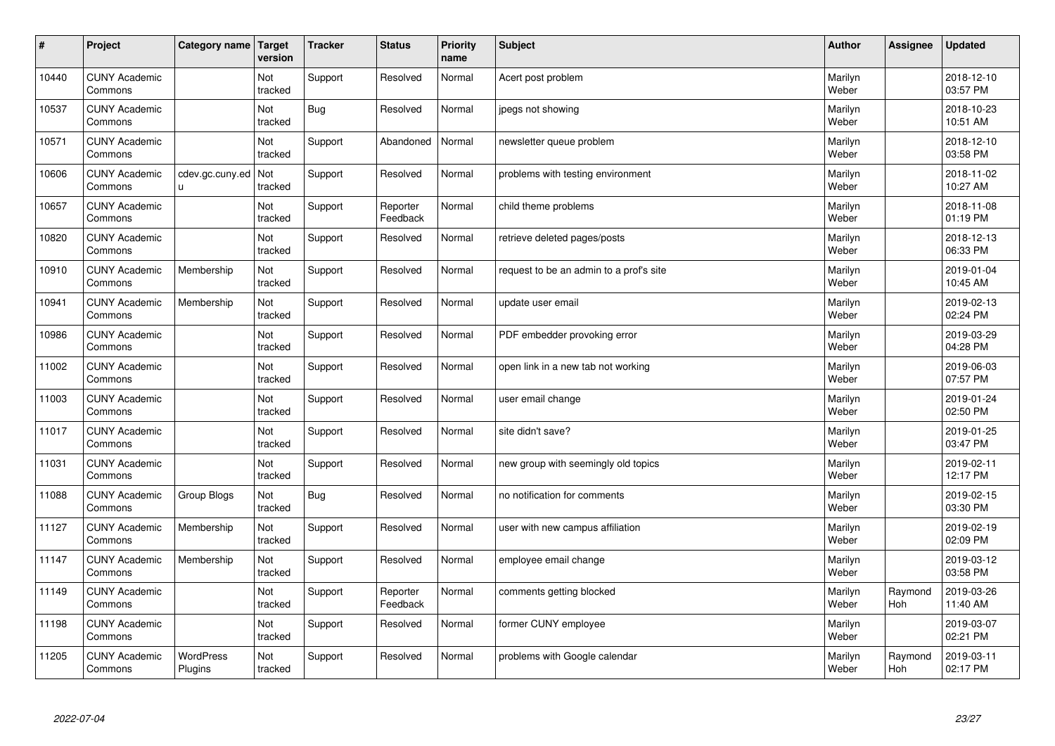| # | Project | Category name | Target version | Tracker | Status | Priority name | Subject | Author | Assignee | Updated |
|---|---|---|---|---|---|---|---|---|---|---|
| 10440 | CUNY Academic Commons | | Not tracked | Support | Resolved | Normal | Acert post problem | Marilyn Weber | | 2018-12-10 03:57 PM |
| 10537 | CUNY Academic Commons | | Not tracked | Bug | Resolved | Normal | jpegs not showing | Marilyn Weber | | 2018-10-23 10:51 AM |
| 10571 | CUNY Academic Commons | | Not tracked | Support | Abandoned | Normal | newsletter queue problem | Marilyn Weber | | 2018-12-10 03:58 PM |
| 10606 | CUNY Academic Commons | cdev.gc.cuny.edu | Not tracked | Support | Resolved | Normal | problems with testing environment | Marilyn Weber | | 2018-11-02 10:27 AM |
| 10657 | CUNY Academic Commons | | Not tracked | Support | Reporter Feedback | Normal | child theme problems | Marilyn Weber | | 2018-11-08 01:19 PM |
| 10820 | CUNY Academic Commons | | Not tracked | Support | Resolved | Normal | retrieve deleted pages/posts | Marilyn Weber | | 2018-12-13 06:33 PM |
| 10910 | CUNY Academic Commons | Membership | Not tracked | Support | Resolved | Normal | request to be an admin to a prof's site | Marilyn Weber | | 2019-01-04 10:45 AM |
| 10941 | CUNY Academic Commons | Membership | Not tracked | Support | Resolved | Normal | update user email | Marilyn Weber | | 2019-02-13 02:24 PM |
| 10986 | CUNY Academic Commons | | Not tracked | Support | Resolved | Normal | PDF embedder provoking error | Marilyn Weber | | 2019-03-29 04:28 PM |
| 11002 | CUNY Academic Commons | | Not tracked | Support | Resolved | Normal | open link in a new tab not working | Marilyn Weber | | 2019-06-03 07:57 PM |
| 11003 | CUNY Academic Commons | | Not tracked | Support | Resolved | Normal | user email change | Marilyn Weber | | 2019-01-24 02:50 PM |
| 11017 | CUNY Academic Commons | | Not tracked | Support | Resolved | Normal | site didn't save? | Marilyn Weber | | 2019-01-25 03:47 PM |
| 11031 | CUNY Academic Commons | | Not tracked | Support | Resolved | Normal | new group with seemingly old topics | Marilyn Weber | | 2019-02-11 12:17 PM |
| 11088 | CUNY Academic Commons | Group Blogs | Not tracked | Bug | Resolved | Normal | no notification for comments | Marilyn Weber | | 2019-02-15 03:30 PM |
| 11127 | CUNY Academic Commons | Membership | Not tracked | Support | Resolved | Normal | user with new campus affiliation | Marilyn Weber | | 2019-02-19 02:09 PM |
| 11147 | CUNY Academic Commons | Membership | Not tracked | Support | Resolved | Normal | employee email change | Marilyn Weber | | 2019-03-12 03:58 PM |
| 11149 | CUNY Academic Commons | | Not tracked | Support | Reporter Feedback | Normal | comments getting blocked | Marilyn Weber | Raymond Hoh | 2019-03-26 11:40 AM |
| 11198 | CUNY Academic Commons | | Not tracked | Support | Resolved | Normal | former CUNY employee | Marilyn Weber | | 2019-03-07 02:21 PM |
| 11205 | CUNY Academic Commons | WordPress Plugins | Not tracked | Support | Resolved | Normal | problems with Google calendar | Marilyn Weber | Raymond Hoh | 2019-03-11 02:17 PM |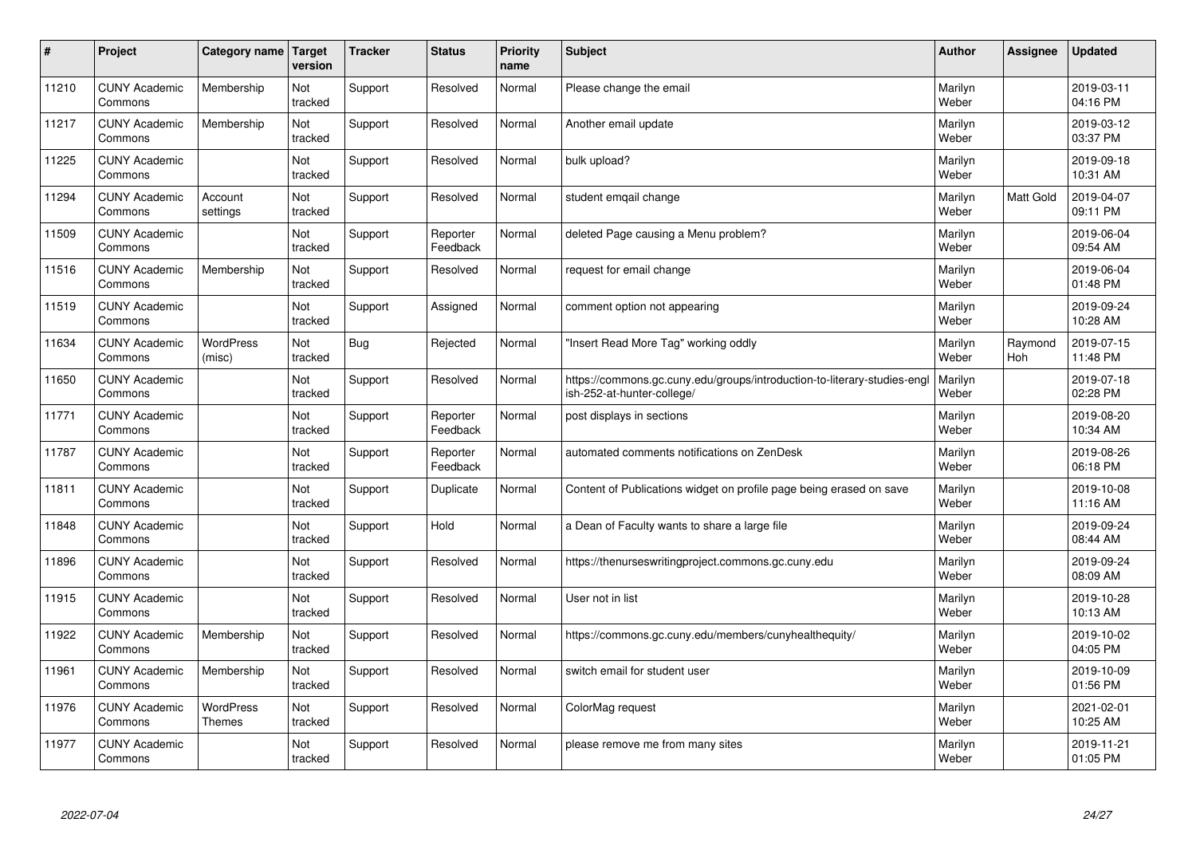| # | Project | Category name | Target version | Tracker | Status | Priority name | Subject | Author | Assignee | Updated |
|---|---|---|---|---|---|---|---|---|---|---|
| 11210 | CUNY Academic Commons | Membership | Not tracked | Support | Resolved | Normal | Please change the email | Marilyn Weber | | 2019-03-11 04:16 PM |
| 11217 | CUNY Academic Commons | Membership | Not tracked | Support | Resolved | Normal | Another email update | Marilyn Weber | | 2019-03-12 03:37 PM |
| 11225 | CUNY Academic Commons | | Not tracked | Support | Resolved | Normal | bulk upload? | Marilyn Weber | | 2019-09-18 10:31 AM |
| 11294 | CUNY Academic Commons | Account settings | Not tracked | Support | Resolved | Normal | student emqail change | Marilyn Weber | Matt Gold | 2019-04-07 09:11 PM |
| 11509 | CUNY Academic Commons | | Not tracked | Support | Reporter Feedback | Normal | deleted Page causing a Menu problem? | Marilyn Weber | | 2019-06-04 09:54 AM |
| 11516 | CUNY Academic Commons | Membership | Not tracked | Support | Resolved | Normal | request for email change | Marilyn Weber | | 2019-06-04 01:48 PM |
| 11519 | CUNY Academic Commons | | Not tracked | Support | Assigned | Normal | comment option not appearing | Marilyn Weber | | 2019-09-24 10:28 AM |
| 11634 | CUNY Academic Commons | WordPress (misc) | Not tracked | Bug | Rejected | Normal | "Insert Read More Tag" working oddly | Marilyn Weber | Raymond Hoh | 2019-07-15 11:48 PM |
| 11650 | CUNY Academic Commons | | Not tracked | Support | Resolved | Normal | https://commons.gc.cuny.edu/groups/introduction-to-literary-studies-english-252-at-hunter-college/ | Marilyn Weber | | 2019-07-18 02:28 PM |
| 11771 | CUNY Academic Commons | | Not tracked | Support | Reporter Feedback | Normal | post displays in sections | Marilyn Weber | | 2019-08-20 10:34 AM |
| 11787 | CUNY Academic Commons | | Not tracked | Support | Reporter Feedback | Normal | automated comments notifications on ZenDesk | Marilyn Weber | | 2019-08-26 06:18 PM |
| 11811 | CUNY Academic Commons | | Not tracked | Support | Duplicate | Normal | Content of Publications widget on profile page being erased on save | Marilyn Weber | | 2019-10-08 11:16 AM |
| 11848 | CUNY Academic Commons | | Not tracked | Support | Hold | Normal | a Dean of Faculty wants to share a large file | Marilyn Weber | | 2019-09-24 08:44 AM |
| 11896 | CUNY Academic Commons | | Not tracked | Support | Resolved | Normal | https://thenurseswritingproject.commons.gc.cuny.edu | Marilyn Weber | | 2019-09-24 08:09 AM |
| 11915 | CUNY Academic Commons | | Not tracked | Support | Resolved | Normal | User not in list | Marilyn Weber | | 2019-10-28 10:13 AM |
| 11922 | CUNY Academic Commons | Membership | Not tracked | Support | Resolved | Normal | https://commons.gc.cuny.edu/members/cunyhealthequity/ | Marilyn Weber | | 2019-10-02 04:05 PM |
| 11961 | CUNY Academic Commons | Membership | Not tracked | Support | Resolved | Normal | switch email for student user | Marilyn Weber | | 2019-10-09 01:56 PM |
| 11976 | CUNY Academic Commons | WordPress Themes | Not tracked | Support | Resolved | Normal | ColorMag request | Marilyn Weber | | 2021-02-01 10:25 AM |
| 11977 | CUNY Academic Commons | | Not tracked | Support | Resolved | Normal | please remove me from many sites | Marilyn Weber | | 2019-11-21 01:05 PM |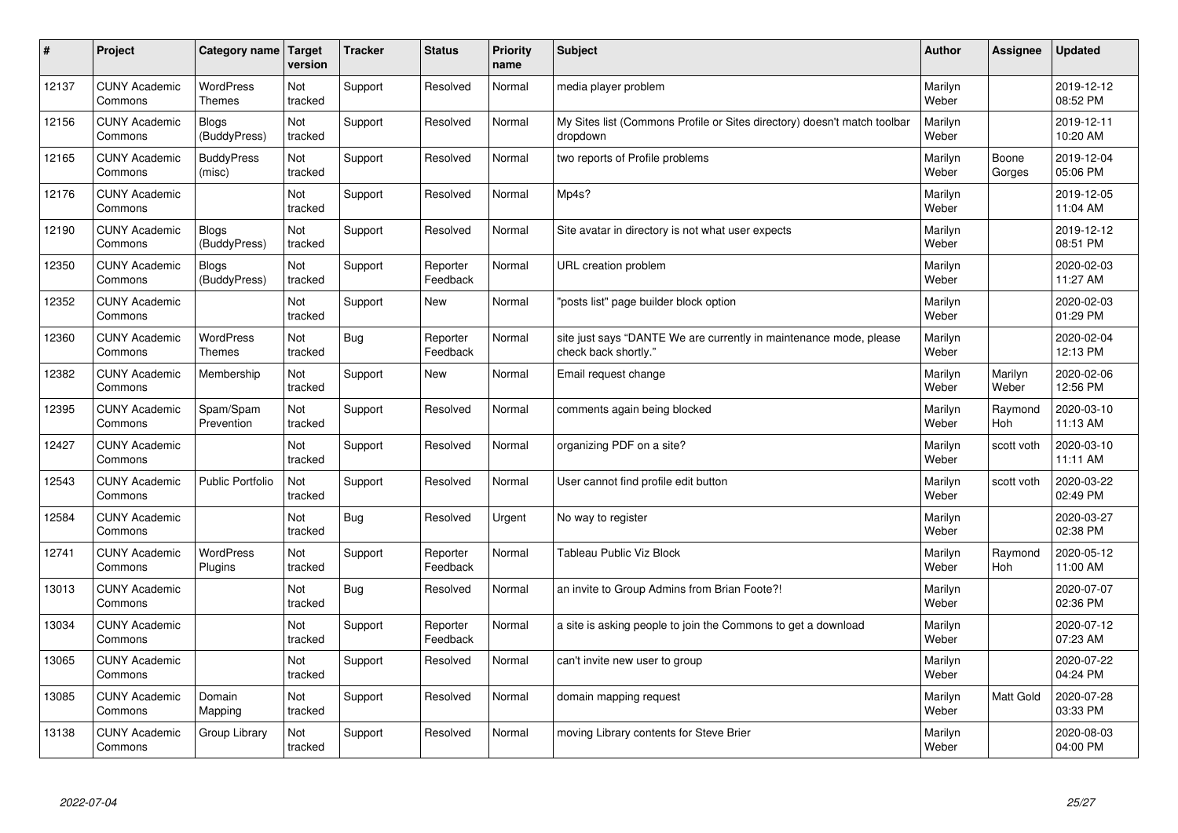| # | Project | Category name | Target version | Tracker | Status | Priority name | Subject | Author | Assignee | Updated |
|---|---|---|---|---|---|---|---|---|---|---|
| 12137 | CUNY Academic Commons | WordPress Themes | Not tracked | Support | Resolved | Normal | media player problem | Marilyn Weber | | 2019-12-12 08:52 PM |
| 12156 | CUNY Academic Commons | Blogs (BuddyPress) | Not tracked | Support | Resolved | Normal | My Sites list (Commons Profile or Sites directory) doesn't match toolbar dropdown | Marilyn Weber | | 2019-12-11 10:20 AM |
| 12165 | CUNY Academic Commons | BuddyPress (misc) | Not tracked | Support | Resolved | Normal | two reports of Profile problems | Marilyn Weber | Boone Gorges | 2019-12-04 05:06 PM |
| 12176 | CUNY Academic Commons | | Not tracked | Support | Resolved | Normal | Mp4s? | Marilyn Weber | | 2019-12-05 11:04 AM |
| 12190 | CUNY Academic Commons | Blogs (BuddyPress) | Not tracked | Support | Resolved | Normal | Site avatar in directory is not what user expects | Marilyn Weber | | 2019-12-12 08:51 PM |
| 12350 | CUNY Academic Commons | Blogs (BuddyPress) | Not tracked | Support | Reporter Feedback | Normal | URL creation problem | Marilyn Weber | | 2020-02-03 11:27 AM |
| 12352 | CUNY Academic Commons | | Not tracked | Support | New | Normal | "posts list" page builder block option | Marilyn Weber | | 2020-02-03 01:29 PM |
| 12360 | CUNY Academic Commons | WordPress Themes | Not tracked | Bug | Reporter Feedback | Normal | site just says "DANTE We are currently in maintenance mode, please check back shortly." | Marilyn Weber | | 2020-02-04 12:13 PM |
| 12382 | CUNY Academic Commons | Membership | Not tracked | Support | New | Normal | Email request change | Marilyn Weber | Marilyn Weber | 2020-02-06 12:56 PM |
| 12395 | CUNY Academic Commons | Spam/Spam Prevention | Not tracked | Support | Resolved | Normal | comments again being blocked | Marilyn Weber | Raymond Hoh | 2020-03-10 11:13 AM |
| 12427 | CUNY Academic Commons | | Not tracked | Support | Resolved | Normal | organizing PDF on a site? | Marilyn Weber | scott voth | 2020-03-10 11:11 AM |
| 12543 | CUNY Academic Commons | Public Portfolio | Not tracked | Support | Resolved | Normal | User cannot find profile edit button | Marilyn Weber | scott voth | 2020-03-22 02:49 PM |
| 12584 | CUNY Academic Commons | | Not tracked | Bug | Resolved | Urgent | No way to register | Marilyn Weber | | 2020-03-27 02:38 PM |
| 12741 | CUNY Academic Commons | WordPress Plugins | Not tracked | Support | Reporter Feedback | Normal | Tableau Public Viz Block | Marilyn Weber | Raymond Hoh | 2020-05-12 11:00 AM |
| 13013 | CUNY Academic Commons | | Not tracked | Bug | Resolved | Normal | an invite to Group Admins from Brian Foote?! | Marilyn Weber | | 2020-07-07 02:36 PM |
| 13034 | CUNY Academic Commons | | Not tracked | Support | Reporter Feedback | Normal | a site is asking people to join the Commons to get a download | Marilyn Weber | | 2020-07-12 07:23 AM |
| 13065 | CUNY Academic Commons | | Not tracked | Support | Resolved | Normal | can't invite new user to group | Marilyn Weber | | 2020-07-22 04:24 PM |
| 13085 | CUNY Academic Commons | Domain Mapping | Not tracked | Support | Resolved | Normal | domain mapping request | Marilyn Weber | Matt Gold | 2020-07-28 03:33 PM |
| 13138 | CUNY Academic Commons | Group Library | Not tracked | Support | Resolved | Normal | moving Library contents for Steve Brier | Marilyn Weber | | 2020-08-03 04:00 PM |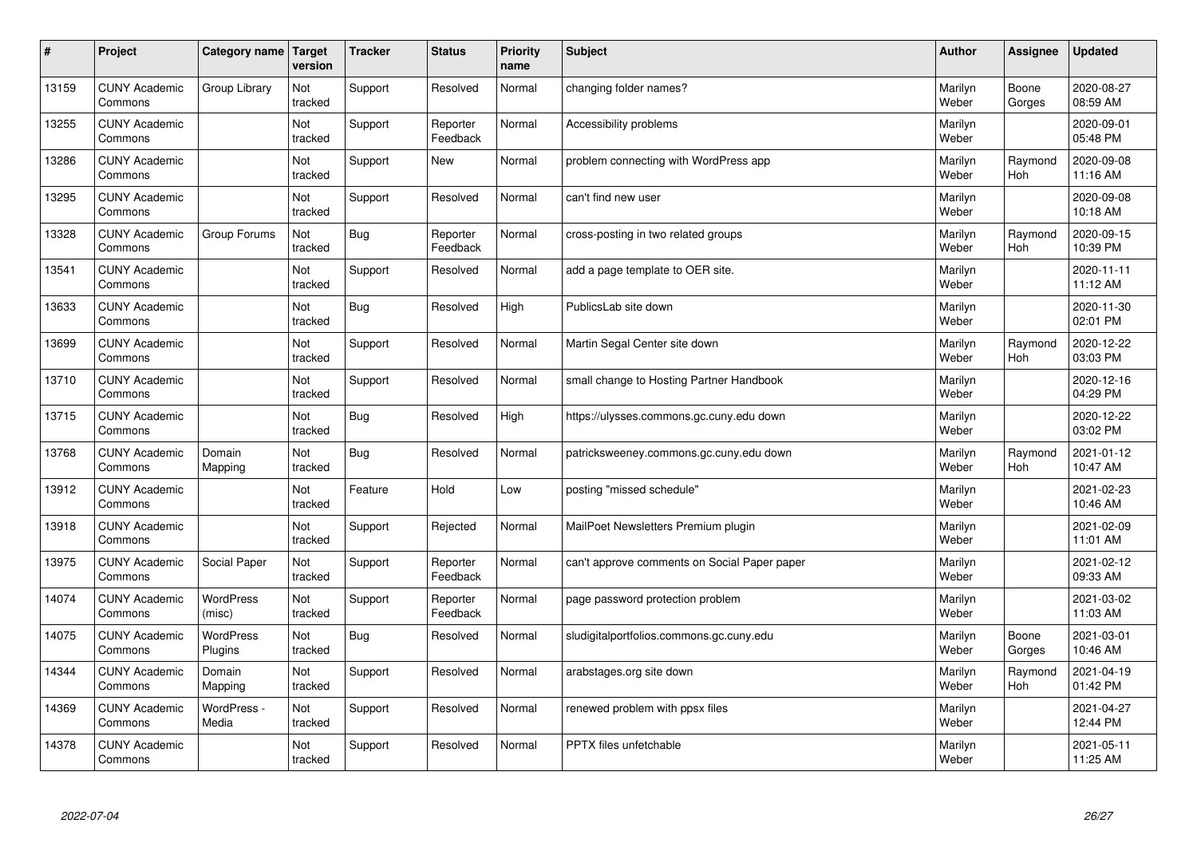| # | Project | Category name | Target version | Tracker | Status | Priority name | Subject | Author | Assignee | Updated |
|---|---|---|---|---|---|---|---|---|---|---|
| 13159 | CUNY Academic Commons | Group Library | Not tracked | Support | Resolved | Normal | changing folder names? | Marilyn Weber | Boone Gorges | 2020-08-27 08:59 AM |
| 13255 | CUNY Academic Commons | | Not tracked | Support | Reporter Feedback | Normal | Accessibility problems | Marilyn Weber | | 2020-09-01 05:48 PM |
| 13286 | CUNY Academic Commons | | Not tracked | Support | New | Normal | problem connecting with WordPress app | Marilyn Weber | Raymond Hoh | 2020-09-08 11:16 AM |
| 13295 | CUNY Academic Commons | | Not tracked | Support | Resolved | Normal | can't find new user | Marilyn Weber | | 2020-09-08 10:18 AM |
| 13328 | CUNY Academic Commons | Group Forums | Not tracked | Bug | Reporter Feedback | Normal | cross-posting in two related groups | Marilyn Weber | Raymond Hoh | 2020-09-15 10:39 PM |
| 13541 | CUNY Academic Commons | | Not tracked | Support | Resolved | Normal | add a page template to OER site. | Marilyn Weber | | 2020-11-11 11:12 AM |
| 13633 | CUNY Academic Commons | | Not tracked | Bug | Resolved | High | PublicsLab site down | Marilyn Weber | | 2020-11-30 02:01 PM |
| 13699 | CUNY Academic Commons | | Not tracked | Support | Resolved | Normal | Martin Segal Center site down | Marilyn Weber | Raymond Hoh | 2020-12-22 03:03 PM |
| 13710 | CUNY Academic Commons | | Not tracked | Support | Resolved | Normal | small change to Hosting Partner Handbook | Marilyn Weber | | 2020-12-16 04:29 PM |
| 13715 | CUNY Academic Commons | | Not tracked | Bug | Resolved | High | https://ulysses.commons.gc.cuny.edu down | Marilyn Weber | | 2020-12-22 03:02 PM |
| 13768 | CUNY Academic Commons | Domain Mapping | Not tracked | Bug | Resolved | Normal | patricksweeney.commons.gc.cuny.edu down | Marilyn Weber | Raymond Hoh | 2021-01-12 10:47 AM |
| 13912 | CUNY Academic Commons | | Not tracked | Feature | Hold | Low | posting "missed schedule" | Marilyn Weber | | 2021-02-23 10:46 AM |
| 13918 | CUNY Academic Commons | | Not tracked | Support | Rejected | Normal | MailPoet Newsletters Premium plugin | Marilyn Weber | | 2021-02-09 11:01 AM |
| 13975 | CUNY Academic Commons | Social Paper | Not tracked | Support | Reporter Feedback | Normal | can't approve comments on Social Paper paper | Marilyn Weber | | 2021-02-12 09:33 AM |
| 14074 | CUNY Academic Commons | WordPress (misc) | Not tracked | Support | Reporter Feedback | Normal | page password protection problem | Marilyn Weber | | 2021-03-02 11:03 AM |
| 14075 | CUNY Academic Commons | WordPress Plugins | Not tracked | Bug | Resolved | Normal | sludigitalportfolios.commons.gc.cuny.edu | Marilyn Weber | Boone Gorges | 2021-03-01 10:46 AM |
| 14344 | CUNY Academic Commons | Domain Mapping | Not tracked | Support | Resolved | Normal | arabstages.org site down | Marilyn Weber | Raymond Hoh | 2021-04-19 01:42 PM |
| 14369 | CUNY Academic Commons | WordPress - Media | Not tracked | Support | Resolved | Normal | renewed problem with ppsx files | Marilyn Weber | | 2021-04-27 12:44 PM |
| 14378 | CUNY Academic Commons | | Not tracked | Support | Resolved | Normal | PPTX files unfetchable | Marilyn Weber | | 2021-05-11 11:25 AM |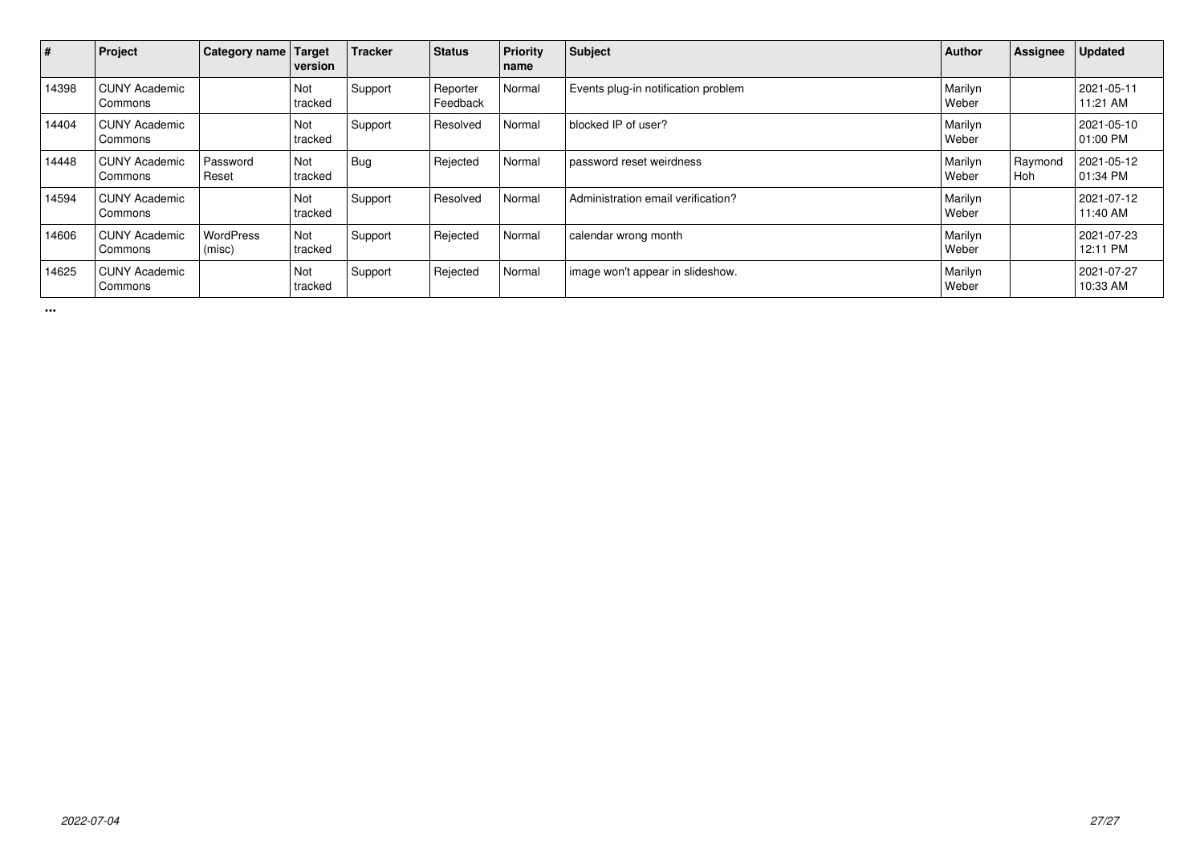| # | Project | Category name | Target version | Tracker | Status | Priority name | Subject | Author | Assignee | Updated |
|---|---|---|---|---|---|---|---|---|---|---|
| 14398 | CUNY Academic Commons | | Not tracked | Support | Reporter Feedback | Normal | Events plug-in notification problem | Marilyn Weber | | 2021-05-11 11:21 AM |
| 14404 | CUNY Academic Commons | | Not tracked | Support | Resolved | Normal | blocked IP of user? | Marilyn Weber | | 2021-05-10 01:00 PM |
| 14448 | CUNY Academic Commons | Password Reset | Not tracked | Bug | Rejected | Normal | password reset weirdness | Marilyn Weber | Raymond Hoh | 2021-05-12 01:34 PM |
| 14594 | CUNY Academic Commons | | Not tracked | Support | Resolved | Normal | Administration email verification? | Marilyn Weber | | 2021-07-12 11:40 AM |
| 14606 | CUNY Academic Commons | WordPress (misc) | Not tracked | Support | Rejected | Normal | calendar wrong month | Marilyn Weber | | 2021-07-23 12:11 PM |
| 14625 | CUNY Academic Commons | | Not tracked | Support | Rejected | Normal | image won't appear in slideshow. | Marilyn Weber | | 2021-07-27 10:33 AM |

...